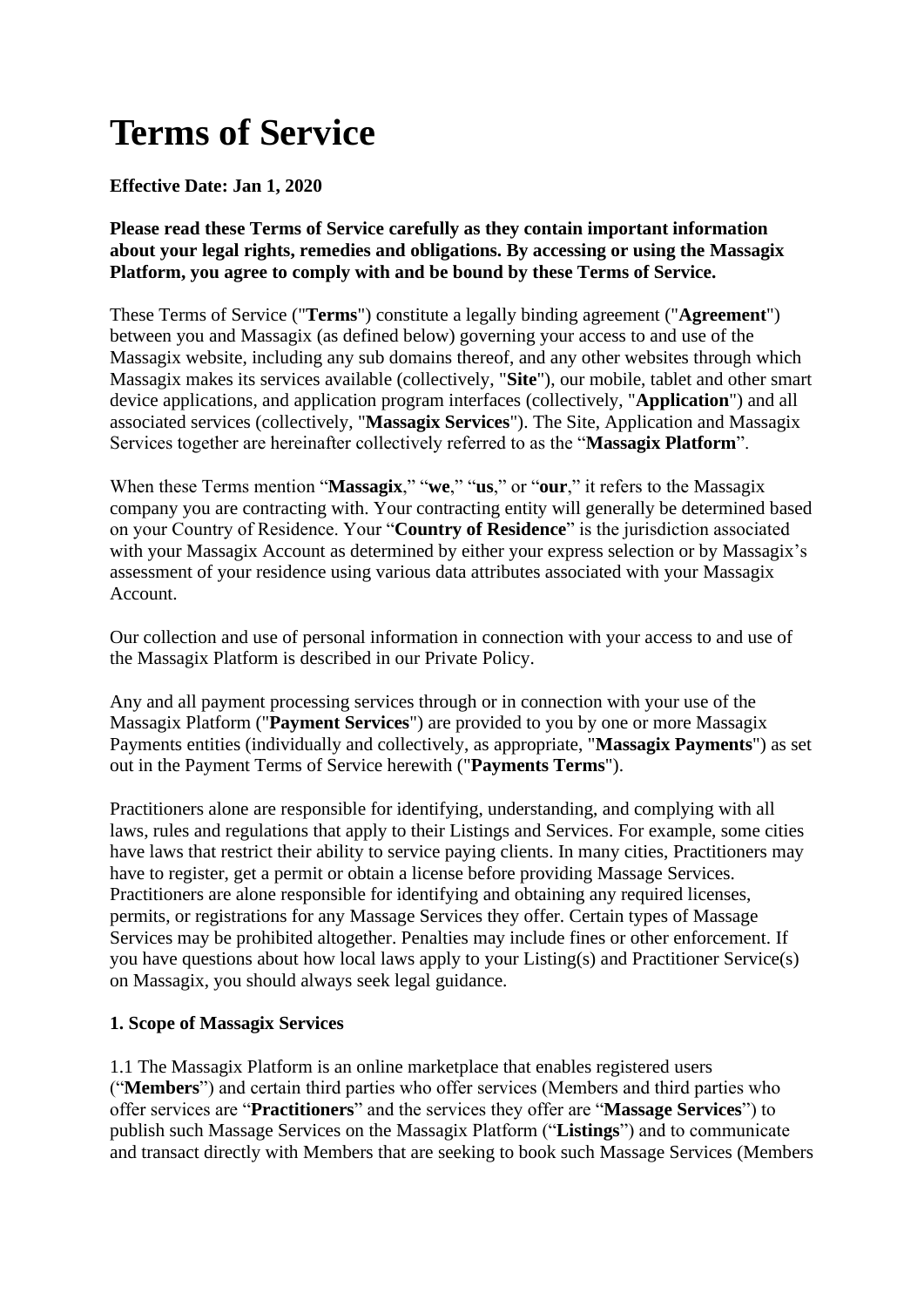# Terms of Service

**Effective Date: Jan 1, 2020**

**Please read these Terms of Service carefully as they contain important information about your legal rights, remedies and obligations. By accessing or using the Massagix Platform, you agree to comply with and be bound by these Terms of Service.**

These Terms of Service ("**Terms**") constitute a legally binding agreement ("**Agreement**") between you and Massagix (as defined below) governing your access to and use of the Massagix website, including any sub domains thereof, and any other websites through which Massagix makes its services available (collectively, "**Site**"), our mobile, tablet and other smart device applications, and application program interfaces (collectively, "**Application**") and all associated services (collectively, "**Massagix Services**"). The Site, Application and Massagix Services together are hereinafter collectively referred to as the "**Massagix Platform**".

When these Terms mention "**Massagix**," "**we**," "**us**," or "**our**," it refers to the Massagix company you are contracting with. Your contracting entity will generally be determined based on your Country of Residence. Your "**Country of Residence**" is the jurisdiction associated with your Massagix Account as determined by either your express selection or by Massagix's assessment of your residence using various data attributes associated with your Massagix Account.

Our collection and use of personal information in connection with your access to and use of the Massagix Platform is described in our Private Policy.

Any and all payment processing services through or in connection with your use of the Massagix Platform ("**Payment Services**") are provided to you by one or more Massagix Payments entities (individually and collectively, as appropriate, "**Massagix Payments**") as set out in the Payment Terms of Service herewith ("**Payments Terms**").

Practitioners alone are responsible for identifying, understanding, and complying with all laws, rules and regulations that apply to their Listings and Services. For example, some cities have laws that restrict their ability to service paying clients. In many cities, Practitioners may have to register, get a permit or obtain a license before providing Massage Services. Practitioners are alone responsible for identifying and obtaining any required licenses, permits, or registrations for any Massage Services they offer. Certain types of Massage Services may be prohibited altogether. Penalties may include fines or other enforcement. If you have questions about how local laws apply to your Listing(s) and Practitioner Service(s) on Massagix, you should always seek legal guidance.

**1. Scope of Massagix Services**

1.1 The Massagix Platform is an online marketplace that enables registered users ("**Members**") and certain third parties who offer services (Members and third parties who offer services are "**Practitioners**" and the services they offer are "**Massage Services**") to publish such Massage Services on the Massagix Platform ("**Listings**") and to communicate and transact directly with Members that are seeking to book such Massage Services (Members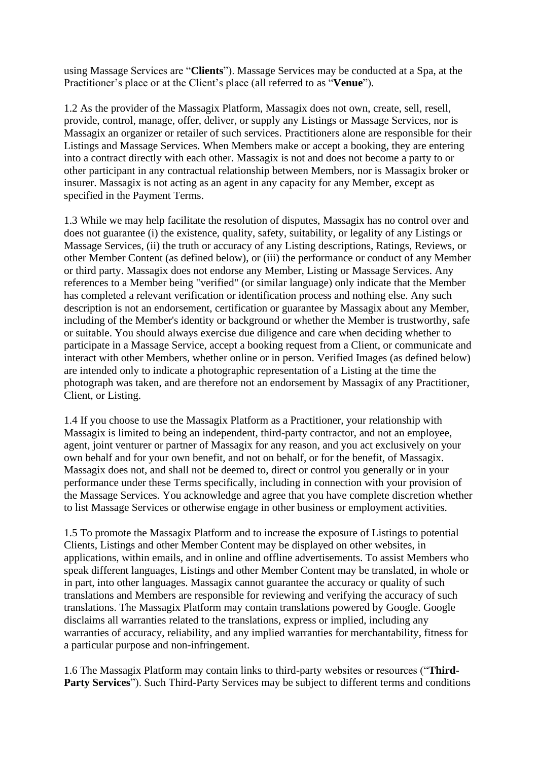using Massage Services are "**Clients**"). Massage Services may be conducted at a Spa, at the Practitioner's place or at the Client's place (all referred to as "**Venue**").

1.2 As the provider of the Massagix Platform, Massagix does not own, create, sell, resell, provide, control, manage, offer, deliver, or supply any Listings or Massage Services, nor is Massagix an organizer or retailer of such services. Practitioners alone are responsible for their Listings and Massage Services. When Members make or accept a booking, they are entering into a contract directly with each other. Massagix is not and does not become a party to or other participant in any contractual relationship between Members, nor is Massagix broker or insurer. Massagix is not acting as an agent in any capacity for any Member, except as specified in the Payment Terms.

1.3 While we may help facilitate the resolution of disputes, Massagix has no control over and does not guarantee (i) the existence, quality, safety, suitability, or legality of any Listings or Massage Services, (ii) the truth or accuracy of any Listing descriptions, Ratings, Reviews, or other Member Content (as defined below), or (iii) the performance or conduct of any Member or third party. Massagix does not endorse any Member, Listing or Massage Services. Any references to a Member being "verified" (or similar language) only indicate that the Member has completed a relevant verification or identification process and nothing else. Any such description is not an endorsement, certification or guarantee by Massagix about any Member, including of the Member's identity or background or whether the Member is trustworthy, safe or suitable. You should always exercise due diligence and care when deciding whether to participate in a Massage Service, accept a booking request from a Client, or communicate and interact with other Members, whether online or in person. Verified Images (as defined below) are intended only to indicate a photographic representation of a Listing at the time the photograph was taken, and are therefore not an endorsement by Massagix of any Practitioner, Client, or Listing.

1.4 If you choose to use the Massagix Platform as a Practitioner, your relationship with Massagix is limited to being an independent, third-party contractor, and not an employee, agent, joint venturer or partner of Massagix for any reason, and you act exclusively on your own behalf and for your own benefit, and not on behalf, or for the benefit, of Massagix. Massagix does not, and shall not be deemed to, direct or control you generally or in your performance under these Terms specifically, including in connection with your provision of the Massage Services. You acknowledge and agree that you have complete discretion whether to list Massage Services or otherwise engage in other business or employment activities.

1.5 To promote the Massagix Platform and to increase the exposure of Listings to potential Clients, Listings and other Member Content may be displayed on other websites, in applications, within emails, and in online and offline advertisements. To assist Members who speak different languages, Listings and other Member Content may be translated, in whole or in part, into other languages. Massagix cannot guarantee the accuracy or quality of such translations and Members are responsible for reviewing and verifying the accuracy of such translations. The Massagix Platform may contain translations powered by Google. Google disclaims all warranties related to the translations, express or implied, including any warranties of accuracy, reliability, and any implied warranties for merchantability, fitness for a particular purpose and non-infringement.

1.6 The Massagix Platform may contain links to third-party websites or resources ("**Third-Party Services**"). Such Third-Party Services may be subject to different terms and conditions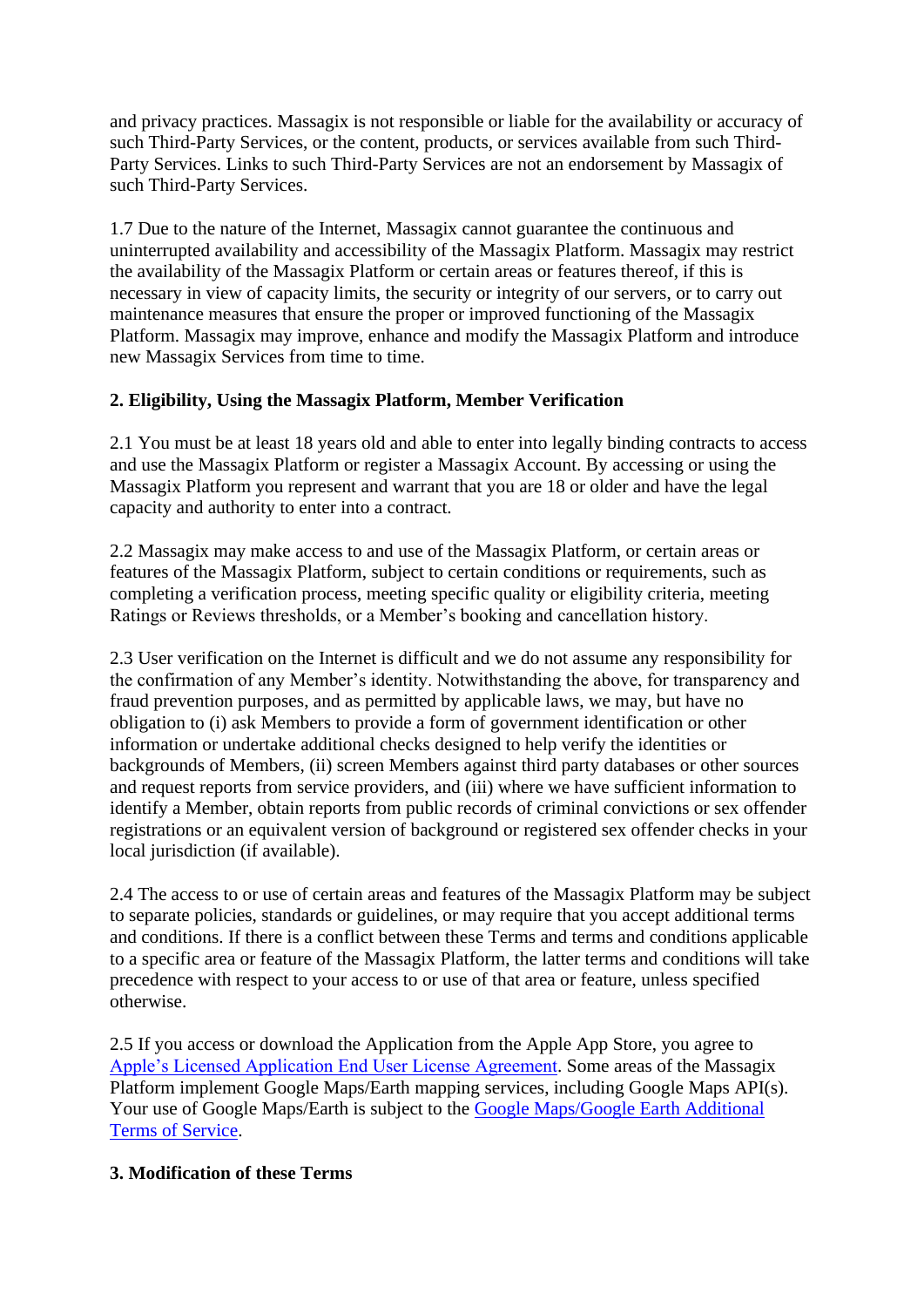and privacy practices. Massagix is not responsible or liable for the availability or accuracy of such Third-Party Services, or the content, products, or services available from such Third-Party Services. Links to such Third-Party Services are not an endorsement by Massagix of such Third-Party Services.

1.7 Due to the nature of the Internet, Massagix cannot guarantee the continuous and uninterrupted availability and accessibility of the Massagix Platform. Massagix may restrict the availability of the Massagix Platform or certain areas or features thereof, if this is necessary in view of capacity limits, the security or integrity of our servers, or to carry out maintenance measures that ensure the proper or improved functioning of the Massagix Platform. Massagix may improve, enhance and modify the Massagix Platform and introduce new Massagix Services from time to time.

**2. Eligibility, Using the Massagix Platform, Member Verification**

2.1 You must be at least 18 years old and able to enter into legally binding contracts to access and use the Massagix Platform or register a Massagix Account. By accessing or using the Massagix Platform you represent and warrant that you are 18 or older and have the legal capacity and authority to enter into a contract.

2.2 Massagix may make access to and use of the Massagix Platform, or certain areas or features of the Massagix Platform, subject to certain conditions or requirements, such as completing a verification process, meeting specific quality or eligibility criteria, meeting Ratings or Reviews thresholds, or a Member's booking and cancellation history.

2.3 User verification on the Internet is difficult and we do not assume any responsibility for the confirmation of any Member's identity. Notwithstanding the above, for transparency and fraud prevention purposes, and as permitted by applicable laws, we may, but have no obligation to (i) ask Members to provide a form of government identification or other information or undertake additional checks designed to help verify the identities or backgrounds of Members, (ii) screen Members against third party databases or other sources and request reports from service providers, and (iii) where we have sufficient information to identify a Member, obtain reports from public records of criminal convictions or sex offender registrations or an equivalent version of background or registered sex offender checks in your local jurisdiction (if available).

2.4 The access to or use of certain areas and features of the Massagix Platform may be subject to separate policies, standards or guidelines, or may require that you accept additional terms and conditions. If there is a conflict between these Terms and terms and conditions applicable to a specific area or feature of the Massagix Platform, the latter terms and conditions will take precedence with respect to your access to or use of that area or feature, unless specified otherwise.

2.5 If you access or download the Application from the Apple App Store, you agree to Apple's Licensed Application End User License Agreement. Some areas of the Massagix Platform implement Google Maps/Earth mapping services, including Google Maps API(s). Your use of Google Maps/Earth is subject to the Google Maps/Google Earth Additional Terms of Service.

**3. Modification of these Terms**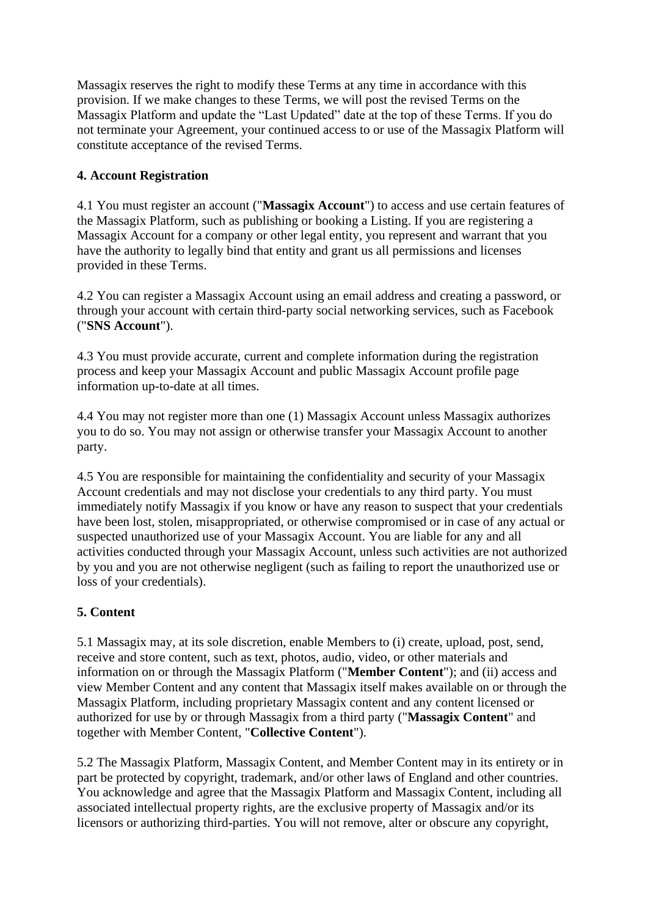Massagix reserves the right to modify these Terms at any time in accordance with this provision. If we make changes to these Terms, we will post the revised Terms on the Massagix Platform and update the "Last Updated" date at the top of these Terms. If you do not terminate your Agreement, your continued access to or use of the Massagix Platform will constitute acceptance of the revised Terms.

## 4. Account Registration

4.1 You must register an account ("**Massagix Account**") to access and use certain features of the Massagix Platform, such as publishing or booking a Listing. If you are registering a Massagix Account for a company or other legal entity, you represent and warrant that you have the authority to legally bind that entity and grant us all permissions and licenses provided in these Terms.

4.2 You can register a Massagix Account using an email address and creating a password, or through your account with certain third-party social networking services, such as Facebook ("**SNS Account**").

4.3 You must provide accurate, current and complete information during the registration process and keep your Massagix Account and public Massagix Account profile page information up-to-date at all times.

4.4 You may not register more than one (1) Massagix Account unless Massagix authorizes you to do so. You may not assign or otherwise transfer your Massagix Account to another party.

4.5 You are responsible for maintaining the confidentiality and security of your Massagix Account credentials and may not disclose your credentials to any third party. You must immediately notify Massagix if you know or have any reason to suspect that your credentials have been lost, stolen, misappropriated, or otherwise compromised or in case of any actual or suspected unauthorized use of your Massagix Account. You are liable for any and all activities conducted through your Massagix Account, unless such activities are not authorized by you and you are not otherwise negligent (such as failing to report the unauthorized use or loss of your credentials).

## 5. Content

5.1 Massagix may, at its sole discretion, enable Members to (i) create, upload, post, send, receive and store content, such as text, photos, audio, video, or other materials and information on or through the Massagix Platform ("**Member Content**"); and (ii) access and view Member Content and any content that Massagix itself makes available on or through the Massagix Platform, including proprietary Massagix content and any content licensed or authorized for use by or through Massagix from a third party ("**Massagix Content**" and together with Member Content, "**Collective Content**").

5.2 The Massagix Platform, Massagix Content, and Member Content may in its entirety or in part be protected by copyright, trademark, and/or other laws of England and other countries. You acknowledge and agree that the Massagix Platform and Massagix Content, including all associated intellectual property rights, are the exclusive property of Massagix and/or its licensors or authorizing third-parties. You will not remove, alter or obscure any copyright,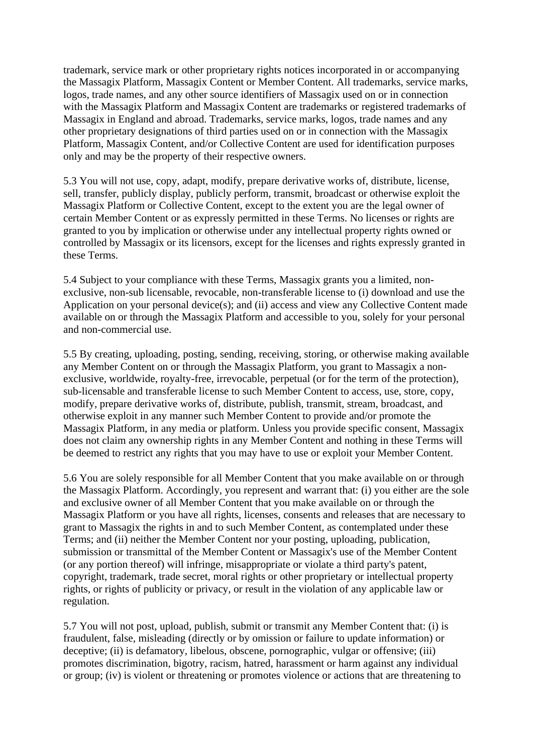trademark, service mark or other proprietary rights notices incorporated in or accompanying the Massagix Platform, Massagix Content or Member Content. All trademarks, service marks, logos, trade names, and any other source identifiers of Massagix used on or in connection with the Massagix Platform and Massagix Content are trademarks or registered trademarks of Massagix in England and abroad. Trademarks, service marks, logos, trade names and any other proprietary designations of third parties used on or in connection with the Massagix Platform, Massagix Content, and/or Collective Content are used for identification purposes only and may be the property of their respective owners.

5.3 You will not use, copy, adapt, modify, prepare derivative works of, distribute, license, sell, transfer, publicly display, publicly perform, transmit, broadcast or otherwise exploit the Massagix Platform or Collective Content, except to the extent you are the legal owner of certain Member Content or as expressly permitted in these Terms. No licenses or rights are granted to you by implication or otherwise under any intellectual property rights owned or controlled by Massagix or its licensors, except for the licenses and rights expressly granted in these Terms.

5.4 Subject to your compliance with these Terms, Massagix grants you a limited, non-exclusive, non-sub licensable, revocable, non-transferable license to (i) download and use the Application on your personal device(s); and (ii) access and view any Collective Content made available on or through the Massagix Platform and accessible to you, solely for your personal and non-commercial use.

5.5 By creating, uploading, posting, sending, receiving, storing, or otherwise making available any Member Content on or through the Massagix Platform, you grant to Massagix a non-exclusive, worldwide, royalty-free, irrevocable, perpetual (or for the term of the protection), sub-licensable and transferable license to such Member Content to access, use, store, copy, modify, prepare derivative works of, distribute, publish, transmit, stream, broadcast, and otherwise exploit in any manner such Member Content to provide and/or promote the Massagix Platform, in any media or platform. Unless you provide specific consent, Massagix does not claim any ownership rights in any Member Content and nothing in these Terms will be deemed to restrict any rights that you may have to use or exploit your Member Content.

5.6 You are solely responsible for all Member Content that you make available on or through the Massagix Platform. Accordingly, you represent and warrant that: (i) you either are the sole and exclusive owner of all Member Content that you make available on or through the Massagix Platform or you have all rights, licenses, consents and releases that are necessary to grant to Massagix the rights in and to such Member Content, as contemplated under these Terms; and (ii) neither the Member Content nor your posting, uploading, publication, submission or transmittal of the Member Content or Massagix's use of the Member Content (or any portion thereof) will infringe, misappropriate or violate a third party's patent, copyright, trademark, trade secret, moral rights or other proprietary or intellectual property rights, or rights of publicity or privacy, or result in the violation of any applicable law or regulation.

5.7 You will not post, upload, publish, submit or transmit any Member Content that: (i) is fraudulent, false, misleading (directly or by omission or failure to update information) or deceptive; (ii) is defamatory, libelous, obscene, pornographic, vulgar or offensive; (iii) promotes discrimination, bigotry, racism, hatred, harassment or harm against any individual or group; (iv) is violent or threatening or promotes violence or actions that are threatening to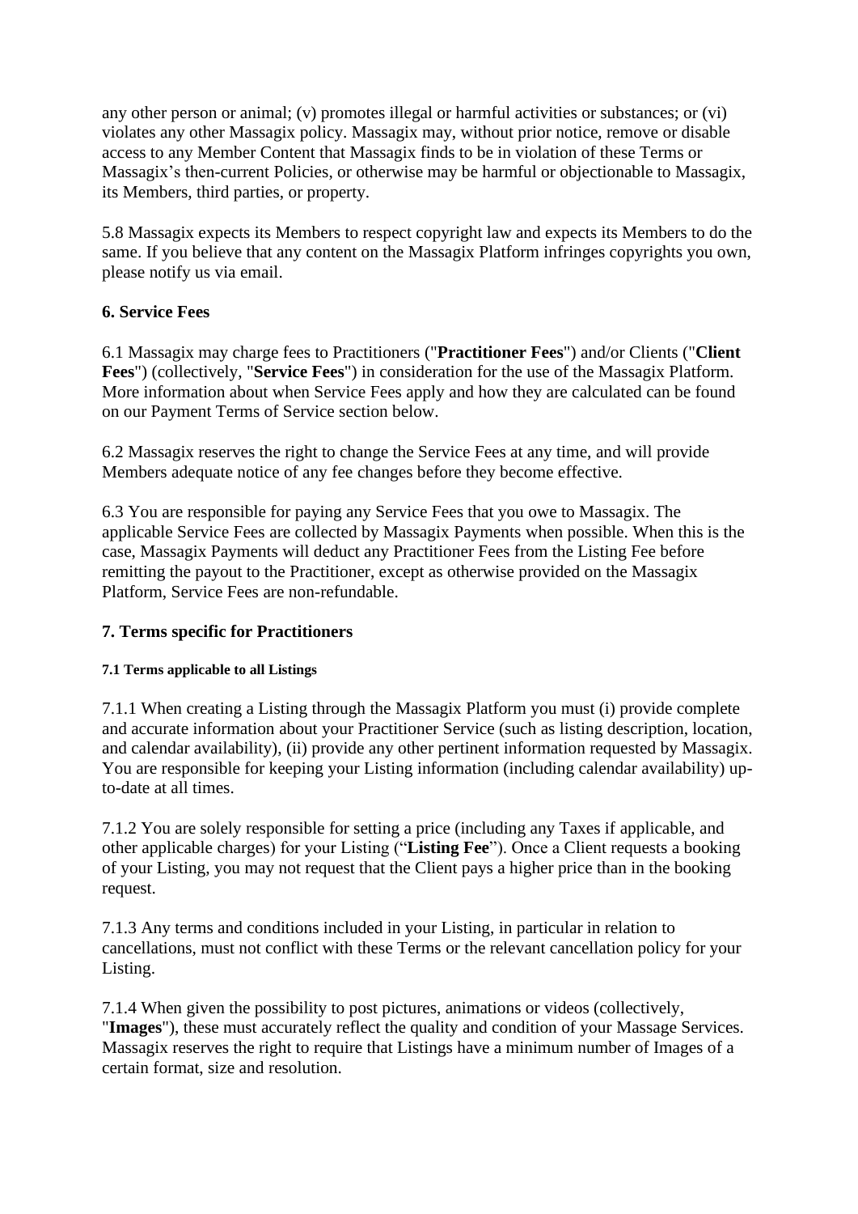any other person or animal; (v) promotes illegal or harmful activities or substances; or (vi) violates any other Massagix policy. Massagix may, without prior notice, remove or disable access to any Member Content that Massagix finds to be in violation of these Terms or Massagix's then-current Policies, or otherwise may be harmful or objectionable to Massagix, its Members, third parties, or property.

5.8 Massagix expects its Members to respect copyright law and expects its Members to do the same. If you believe that any content on the Massagix Platform infringes copyrights you own, please notify us via email.

## 6. Service Fees

6.1 Massagix may charge fees to Practitioners ("**Practitioner Fees**") and/or Clients ("**Client Fees**") (collectively, "**Service Fees**") in consideration for the use of the Massagix Platform. More information about when Service Fees apply and how they are calculated can be found on our Payment Terms of Service section below.

6.2 Massagix reserves the right to change the Service Fees at any time, and will provide Members adequate notice of any fee changes before they become effective.

6.3 You are responsible for paying any Service Fees that you owe to Massagix. The applicable Service Fees are collected by Massagix Payments when possible. When this is the case, Massagix Payments will deduct any Practitioner Fees from the Listing Fee before remitting the payout to the Practitioner, except as otherwise provided on the Massagix Platform, Service Fees are non-refundable.

## 7. Terms specific for Practitioners

#### 7.1 Terms applicable to all Listings

7.1.1 When creating a Listing through the Massagix Platform you must (i) provide complete and accurate information about your Practitioner Service (such as listing description, location, and calendar availability), (ii) provide any other pertinent information requested by Massagix. You are responsible for keeping your Listing information (including calendar availability) up-to-date at all times.

7.1.2 You are solely responsible for setting a price (including any Taxes if applicable, and other applicable charges) for your Listing ("**Listing Fee**"). Once a Client requests a booking of your Listing, you may not request that the Client pays a higher price than in the booking request.

7.1.3 Any terms and conditions included in your Listing, in particular in relation to cancellations, must not conflict with these Terms or the relevant cancellation policy for your Listing.

7.1.4 When given the possibility to post pictures, animations or videos (collectively, "**Images**"), these must accurately reflect the quality and condition of your Massage Services. Massagix reserves the right to require that Listings have a minimum number of Images of a certain format, size and resolution.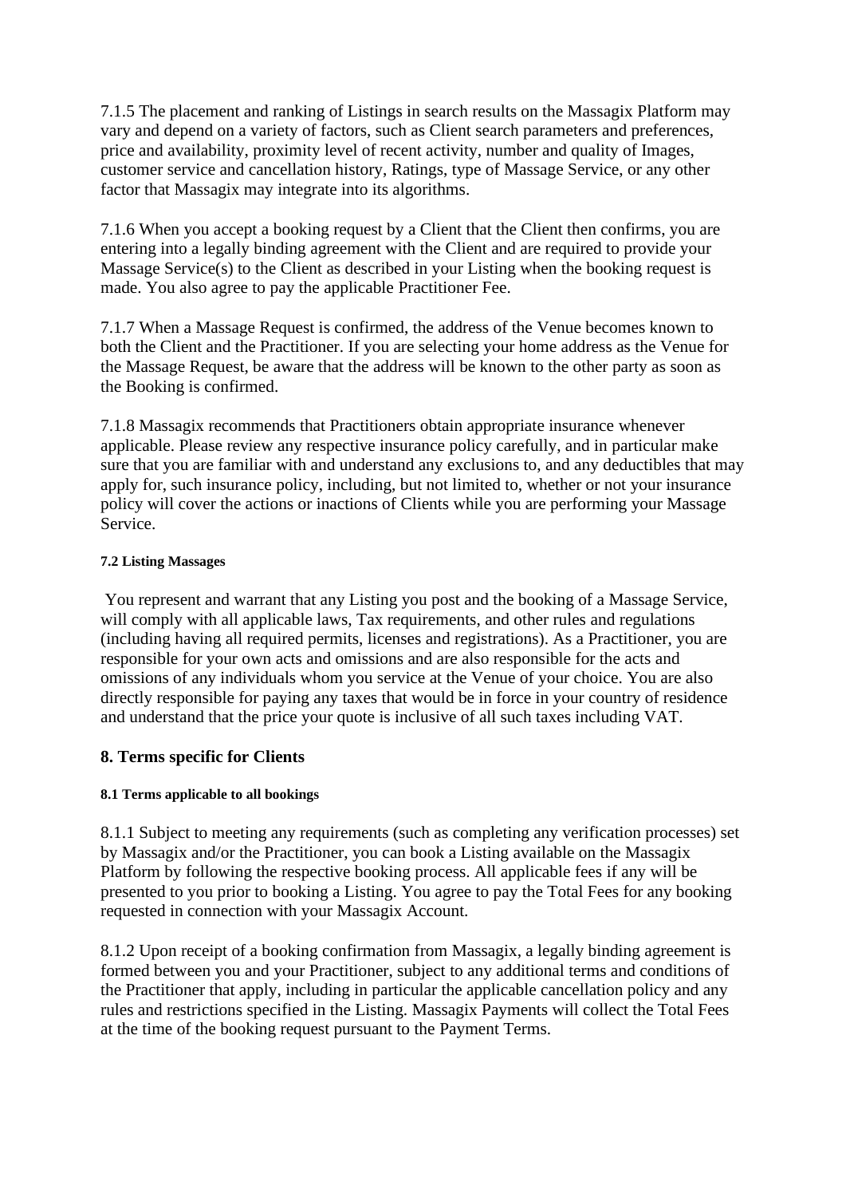7.1.5 The placement and ranking of Listings in search results on the Massagix Platform may vary and depend on a variety of factors, such as Client search parameters and preferences, price and availability, proximity level of recent activity, number and quality of Images, customer service and cancellation history, Ratings, type of Massage Service, or any other factor that Massagix may integrate into its algorithms.

7.1.6 When you accept a booking request by a Client that the Client then confirms, you are entering into a legally binding agreement with the Client and are required to provide your Massage Service(s) to the Client as described in your Listing when the booking request is made. You also agree to pay the applicable Practitioner Fee.

7.1.7 When a Massage Request is confirmed, the address of the Venue becomes known to both the Client and the Practitioner. If you are selecting your home address as the Venue for the Massage Request, be aware that the address will be known to the other party as soon as the Booking is confirmed.

7.1.8 Massagix recommends that Practitioners obtain appropriate insurance whenever applicable. Please review any respective insurance policy carefully, and in particular make sure that you are familiar with and understand any exclusions to, and any deductibles that may apply for, such insurance policy, including, but not limited to, whether or not your insurance policy will cover the actions or inactions of Clients while you are performing your Massage Service.

#### 7.2 Listing Massages

You represent and warrant that any Listing you post and the booking of a Massage Service, will comply with all applicable laws, Tax requirements, and other rules and regulations (including having all required permits, licenses and registrations). As a Practitioner, you are responsible for your own acts and omissions and are also responsible for the acts and omissions of any individuals whom you service at the Venue of your choice. You are also directly responsible for paying any taxes that would be in force in your country of residence and understand that the price your quote is inclusive of all such taxes including VAT.

### 8. Terms specific for Clients

#### 8.1 Terms applicable to all bookings

8.1.1 Subject to meeting any requirements (such as completing any verification processes) set by Massagix and/or the Practitioner, you can book a Listing available on the Massagix Platform by following the respective booking process. All applicable fees if any will be presented to you prior to booking a Listing. You agree to pay the Total Fees for any booking requested in connection with your Massagix Account.

8.1.2 Upon receipt of a booking confirmation from Massagix, a legally binding agreement is formed between you and your Practitioner, subject to any additional terms and conditions of the Practitioner that apply, including in particular the applicable cancellation policy and any rules and restrictions specified in the Listing. Massagix Payments will collect the Total Fees at the time of the booking request pursuant to the Payment Terms.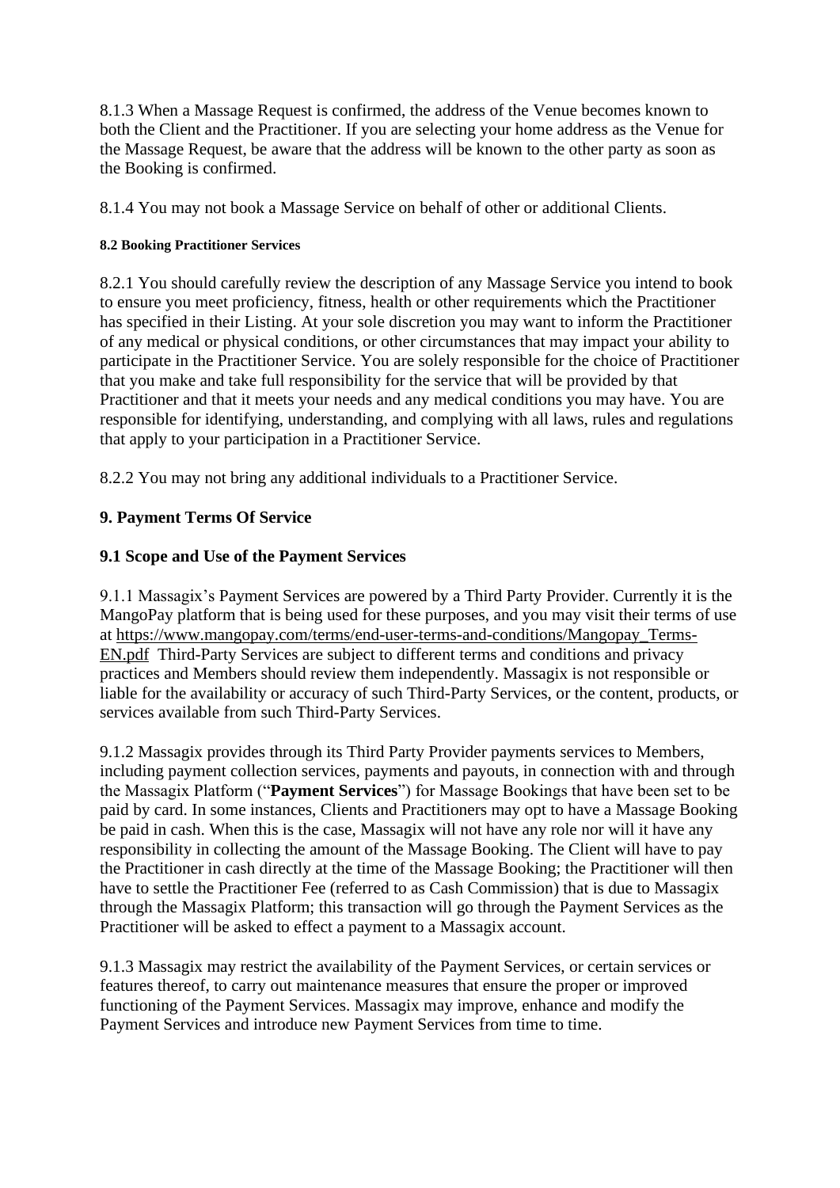8.1.3 When a Massage Request is confirmed, the address of the Venue becomes known to both the Client and the Practitioner. If you are selecting your home address as the Venue for the Massage Request, be aware that the address will be known to the other party as soon as the Booking is confirmed.

8.1.4 You may not book a Massage Service on behalf of other or additional Clients.

#### 8.2 Booking Practitioner Services

8.2.1 You should carefully review the description of any Massage Service you intend to book to ensure you meet proficiency, fitness, health or other requirements which the Practitioner has specified in their Listing. At your sole discretion you may want to inform the Practitioner of any medical or physical conditions, or other circumstances that may impact your ability to participate in the Practitioner Service. You are solely responsible for the choice of Practitioner that you make and take full responsibility for the service that will be provided by that Practitioner and that it meets your needs and any medical conditions you may have. You are responsible for identifying, understanding, and complying with all laws, rules and regulations that apply to your participation in a Practitioner Service.

8.2.2 You may not bring any additional individuals to a Practitioner Service.

## 9. Payment Terms Of Service

### 9.1 Scope and Use of the Payment Services

9.1.1 Massagix's Payment Services are powered by a Third Party Provider. Currently it is the MangoPay platform that is being used for these purposes, and you may visit their terms of use at https://www.mangopay.com/terms/end-user-terms-and-conditions/Mangopay_Terms-EN.pdf Third-Party Services are subject to different terms and conditions and privacy practices and Members should review them independently. Massagix is not responsible or liable for the availability or accuracy of such Third-Party Services, or the content, products, or services available from such Third-Party Services.

9.1.2 Massagix provides through its Third Party Provider payments services to Members, including payment collection services, payments and payouts, in connection with and through the Massagix Platform ("**Payment Services**") for Massage Bookings that have been set to be paid by card. In some instances, Clients and Practitioners may opt to have a Massage Booking be paid in cash. When this is the case, Massagix will not have any role nor will it have any responsibility in collecting the amount of the Massage Booking. The Client will have to pay the Practitioner in cash directly at the time of the Massage Booking; the Practitioner will then have to settle the Practitioner Fee (referred to as Cash Commission) that is due to Massagix through the Massagix Platform; this transaction will go through the Payment Services as the Practitioner will be asked to effect a payment to a Massagix account.

9.1.3 Massagix may restrict the availability of the Payment Services, or certain services or features thereof, to carry out maintenance measures that ensure the proper or improved functioning of the Payment Services. Massagix may improve, enhance and modify the Payment Services and introduce new Payment Services from time to time.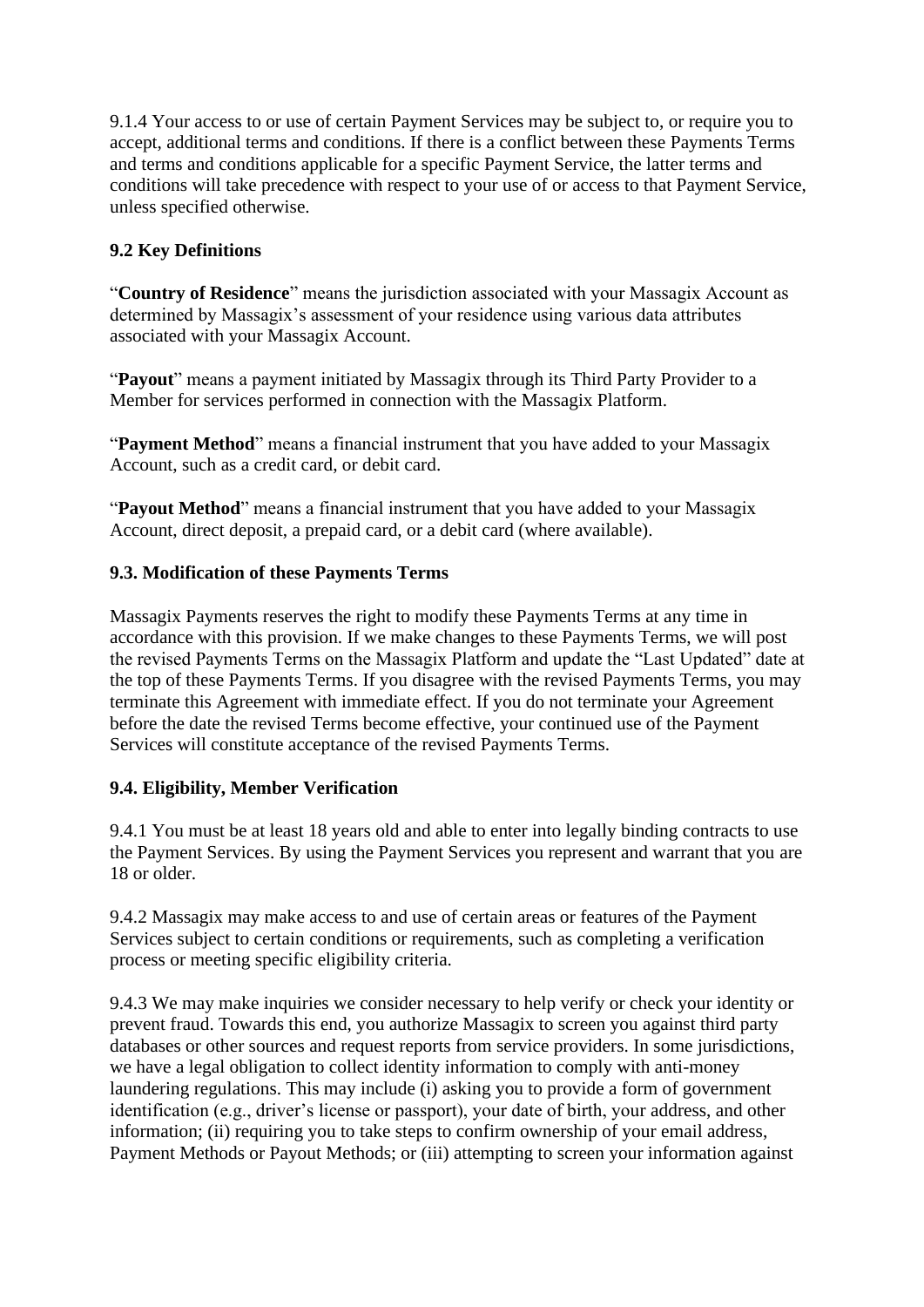9.1.4 Your access to or use of certain Payment Services may be subject to, or require you to accept, additional terms and conditions. If there is a conflict between these Payments Terms and terms and conditions applicable for a specific Payment Service, the latter terms and conditions will take precedence with respect to your use of or access to that Payment Service, unless specified otherwise.

### 9.2 Key Definitions

"**Country of Residence**" means the jurisdiction associated with your Massagix Account as determined by Massagix's assessment of your residence using various data attributes associated with your Massagix Account.

"**Payout**" means a payment initiated by Massagix through its Third Party Provider to a Member for services performed in connection with the Massagix Platform.

"**Payment Method**" means a financial instrument that you have added to your Massagix Account, such as a credit card, or debit card.

"**Payout Method**" means a financial instrument that you have added to your Massagix Account, direct deposit, a prepaid card, or a debit card (where available).

### 9.3. Modification of these Payments Terms

Massagix Payments reserves the right to modify these Payments Terms at any time in accordance with this provision. If we make changes to these Payments Terms, we will post the revised Payments Terms on the Massagix Platform and update the "Last Updated" date at the top of these Payments Terms. If you disagree with the revised Payments Terms, you may terminate this Agreement with immediate effect. If you do not terminate your Agreement before the date the revised Terms become effective, your continued use of the Payment Services will constitute acceptance of the revised Payments Terms.

### 9.4. Eligibility, Member Verification

9.4.1 You must be at least 18 years old and able to enter into legally binding contracts to use the Payment Services. By using the Payment Services you represent and warrant that you are 18 or older.

9.4.2 Massagix may make access to and use of certain areas or features of the Payment Services subject to certain conditions or requirements, such as completing a verification process or meeting specific eligibility criteria.

9.4.3 We may make inquiries we consider necessary to help verify or check your identity or prevent fraud. Towards this end, you authorize Massagix to screen you against third party databases or other sources and request reports from service providers. In some jurisdictions, we have a legal obligation to collect identity information to comply with anti-money laundering regulations. This may include (i) asking you to provide a form of government identification (e.g., driver's license or passport), your date of birth, your address, and other information; (ii) requiring you to take steps to confirm ownership of your email address, Payment Methods or Payout Methods; or (iii) attempting to screen your information against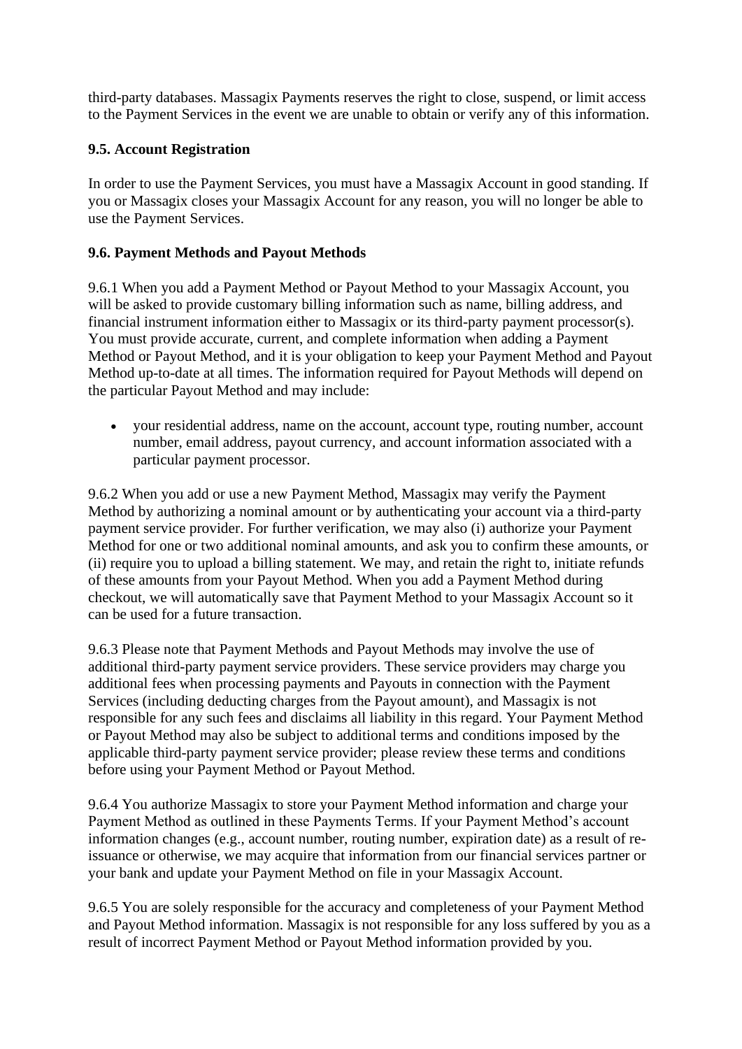third-party databases. Massagix Payments reserves the right to close, suspend, or limit access to the Payment Services in the event we are unable to obtain or verify any of this information.

### 9.5. Account Registration

In order to use the Payment Services, you must have a Massagix Account in good standing. If you or Massagix closes your Massagix Account for any reason, you will no longer be able to use the Payment Services.

### 9.6. Payment Methods and Payout Methods

9.6.1 When you add a Payment Method or Payout Method to your Massagix Account, you will be asked to provide customary billing information such as name, billing address, and financial instrument information either to Massagix or its third-party payment processor(s). You must provide accurate, current, and complete information when adding a Payment Method or Payout Method, and it is your obligation to keep your Payment Method and Payout Method up-to-date at all times. The information required for Payout Methods will depend on the particular Payout Method and may include:

- your residential address, name on the account, account type, routing number, account number, email address, payout currency, and account information associated with a particular payment processor.

9.6.2 When you add or use a new Payment Method, Massagix may verify the Payment Method by authorizing a nominal amount or by authenticating your account via a third-party payment service provider. For further verification, we may also (i) authorize your Payment Method for one or two additional nominal amounts, and ask you to confirm these amounts, or (ii) require you to upload a billing statement. We may, and retain the right to, initiate refunds of these amounts from your Payout Method. When you add a Payment Method during checkout, we will automatically save that Payment Method to your Massagix Account so it can be used for a future transaction.

9.6.3 Please note that Payment Methods and Payout Methods may involve the use of additional third-party payment service providers. These service providers may charge you additional fees when processing payments and Payouts in connection with the Payment Services (including deducting charges from the Payout amount), and Massagix is not responsible for any such fees and disclaims all liability in this regard. Your Payment Method or Payout Method may also be subject to additional terms and conditions imposed by the applicable third-party payment service provider; please review these terms and conditions before using your Payment Method or Payout Method.

9.6.4 You authorize Massagix to store your Payment Method information and charge your Payment Method as outlined in these Payments Terms. If your Payment Method's account information changes (e.g., account number, routing number, expiration date) as a result of re-issuance or otherwise, we may acquire that information from our financial services partner or your bank and update your Payment Method on file in your Massagix Account.

9.6.5 You are solely responsible for the accuracy and completeness of your Payment Method and Payout Method information. Massagix is not responsible for any loss suffered by you as a result of incorrect Payment Method or Payout Method information provided by you.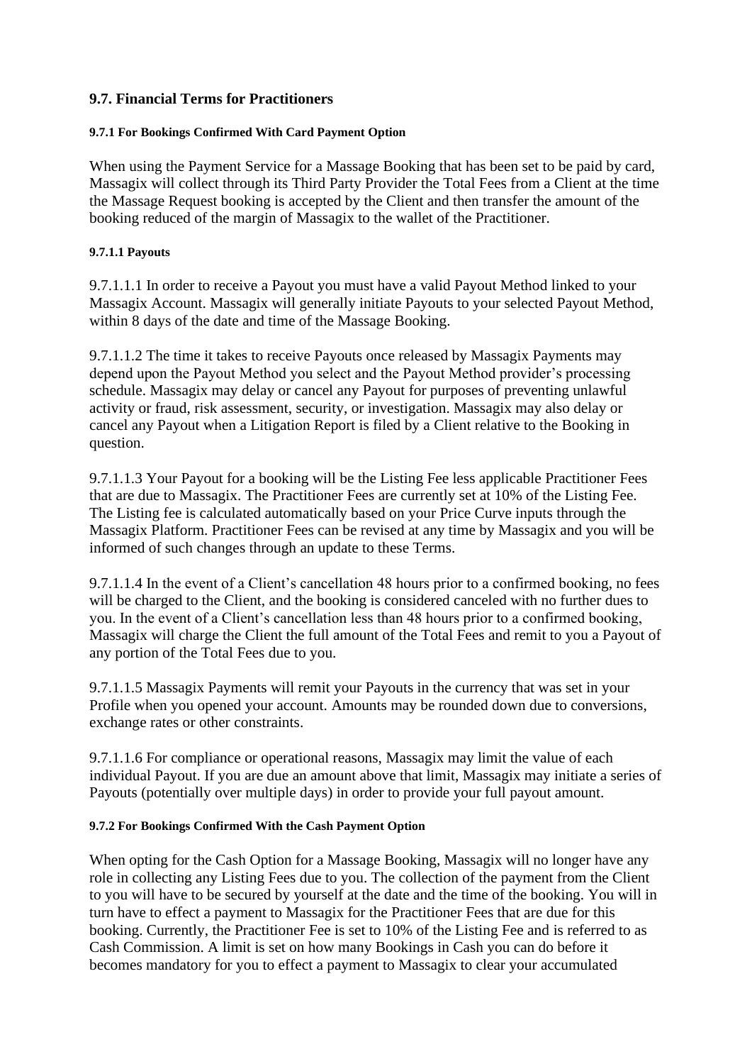## 9.7. Financial Terms for Practitioners

#### 9.7.1 For Bookings Confirmed With Card Payment Option

When using the Payment Service for a Massage Booking that has been set to be paid by card, Massagix will collect through its Third Party Provider the Total Fees from a Client at the time the Massage Request booking is accepted by the Client and then transfer the amount of the booking reduced of the margin of Massagix to the wallet of the Practitioner.

##### 9.7.1.1 Payouts

9.7.1.1.1 In order to receive a Payout you must have a valid Payout Method linked to your Massagix Account. Massagix will generally initiate Payouts to your selected Payout Method, within 8 days of the date and time of the Massage Booking.

9.7.1.1.2 The time it takes to receive Payouts once released by Massagix Payments may depend upon the Payout Method you select and the Payout Method provider's processing schedule. Massagix may delay or cancel any Payout for purposes of preventing unlawful activity or fraud, risk assessment, security, or investigation. Massagix may also delay or cancel any Payout when a Litigation Report is filed by a Client relative to the Booking in question.

9.7.1.1.3 Your Payout for a booking will be the Listing Fee less applicable Practitioner Fees that are due to Massagix. The Practitioner Fees are currently set at 10% of the Listing Fee. The Listing fee is calculated automatically based on your Price Curve inputs through the Massagix Platform. Practitioner Fees can be revised at any time by Massagix and you will be informed of such changes through an update to these Terms.

9.7.1.1.4 In the event of a Client's cancellation 48 hours prior to a confirmed booking, no fees will be charged to the Client, and the booking is considered canceled with no further dues to you. In the event of a Client's cancellation less than 48 hours prior to a confirmed booking, Massagix will charge the Client the full amount of the Total Fees and remit to you a Payout of any portion of the Total Fees due to you.

9.7.1.1.5 Massagix Payments will remit your Payouts in the currency that was set in your Profile when you opened your account. Amounts may be rounded down due to conversions, exchange rates or other constraints.

9.7.1.1.6 For compliance or operational reasons, Massagix may limit the value of each individual Payout. If you are due an amount above that limit, Massagix may initiate a series of Payouts (potentially over multiple days) in order to provide your full payout amount.

#### 9.7.2 For Bookings Confirmed With the Cash Payment Option

When opting for the Cash Option for a Massage Booking, Massagix will no longer have any role in collecting any Listing Fees due to you. The collection of the payment from the Client to you will have to be secured by yourself at the date and the time of the booking. You will in turn have to effect a payment to Massagix for the Practitioner Fees that are due for this booking. Currently, the Practitioner Fee is set to 10% of the Listing Fee and is referred to as Cash Commission. A limit is set on how many Bookings in Cash you can do before it becomes mandatory for you to effect a payment to Massagix to clear your accumulated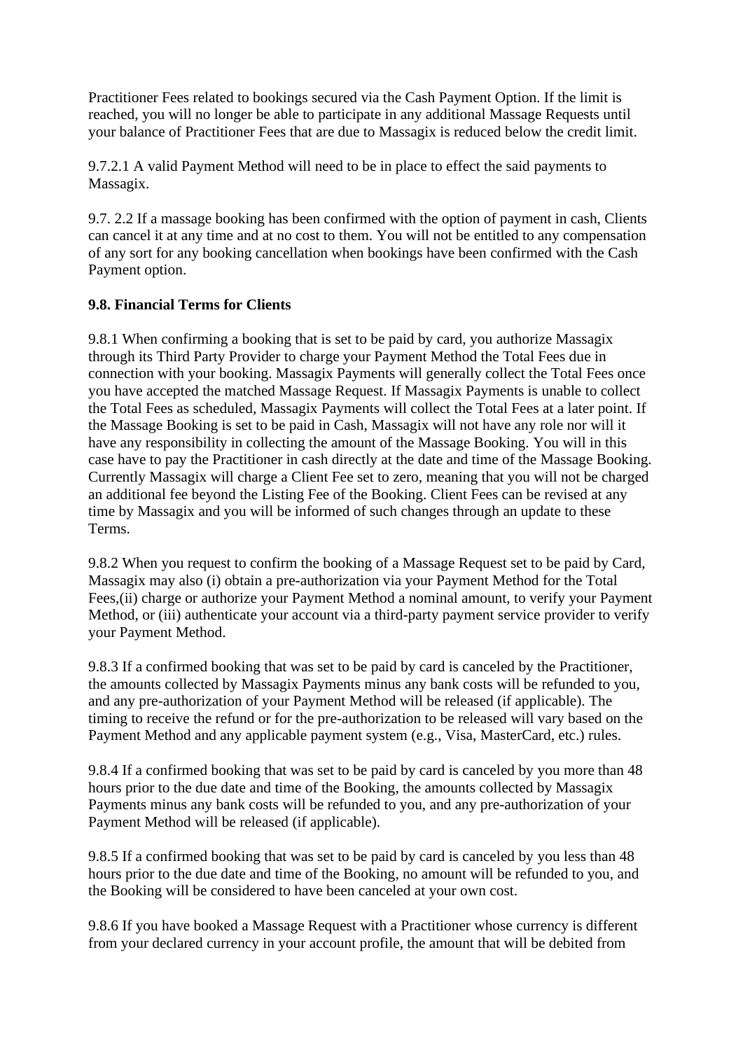Practitioner Fees related to bookings secured via the Cash Payment Option. If the limit is reached, you will no longer be able to participate in any additional Massage Requests until your balance of Practitioner Fees that are due to Massagix is reduced below the credit limit.

9.7.2.1 A valid Payment Method will need to be in place to effect the said payments to Massagix.

9.7. 2.2 If a massage booking has been confirmed with the option of payment in cash, Clients can cancel it at any time and at no cost to them. You will not be entitled to any compensation of any sort for any booking cancellation when bookings have been confirmed with the Cash Payment option.

**9.8. Financial Terms for Clients**

9.8.1 When confirming a booking that is set to be paid by card, you authorize Massagix through its Third Party Provider to charge your Payment Method the Total Fees due in connection with your booking. Massagix Payments will generally collect the Total Fees once you have accepted the matched Massage Request. If Massagix Payments is unable to collect the Total Fees as scheduled, Massagix Payments will collect the Total Fees at a later point. If the Massage Booking is set to be paid in Cash, Massagix will not have any role nor will it have any responsibility in collecting the amount of the Massage Booking. You will in this case have to pay the Practitioner in cash directly at the date and time of the Massage Booking. Currently Massagix will charge a Client Fee set to zero, meaning that you will not be charged an additional fee beyond the Listing Fee of the Booking. Client Fees can be revised at any time by Massagix and you will be informed of such changes through an update to these Terms.

9.8.2 When you request to confirm the booking of a Massage Request set to be paid by Card, Massagix may also (i) obtain a pre-authorization via your Payment Method for the Total Fees,(ii) charge or authorize your Payment Method a nominal amount, to verify your Payment Method, or (iii) authenticate your account via a third-party payment service provider to verify your Payment Method.

9.8.3 If a confirmed booking that was set to be paid by card is canceled by the Practitioner, the amounts collected by Massagix Payments minus any bank costs will be refunded to you, and any pre-authorization of your Payment Method will be released (if applicable). The timing to receive the refund or for the pre-authorization to be released will vary based on the Payment Method and any applicable payment system (e.g., Visa, MasterCard, etc.) rules.

9.8.4 If a confirmed booking that was set to be paid by card is canceled by you more than 48 hours prior to the due date and time of the Booking, the amounts collected by Massagix Payments minus any bank costs will be refunded to you, and any pre-authorization of your Payment Method will be released (if applicable).

9.8.5 If a confirmed booking that was set to be paid by card is canceled by you less than 48 hours prior to the due date and time of the Booking, no amount will be refunded to you, and the Booking will be considered to have been canceled at your own cost.

9.8.6 If you have booked a Massage Request with a Practitioner whose currency is different from your declared currency in your account profile, the amount that will be debited from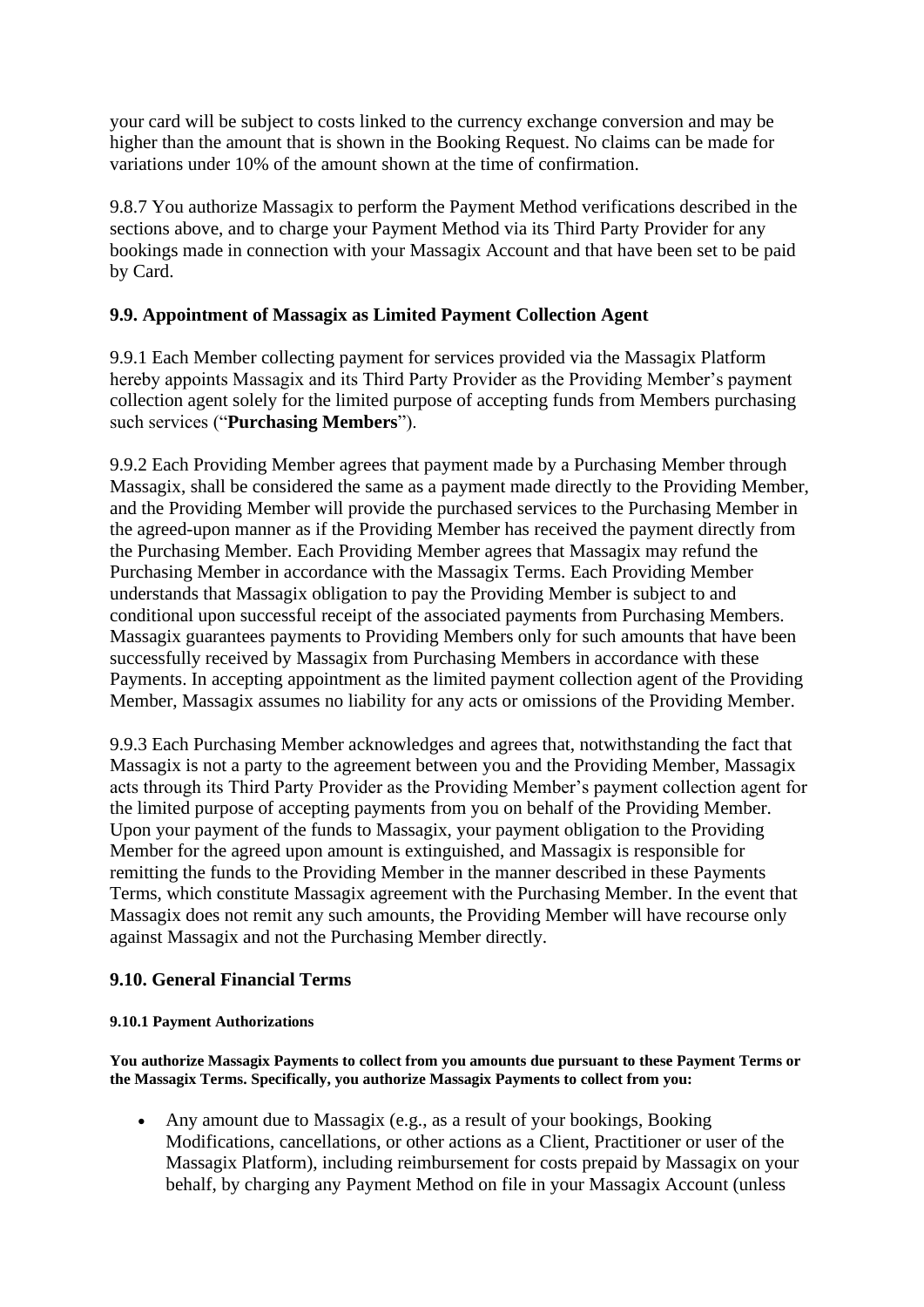your card will be subject to costs linked to the currency exchange conversion and may be higher than the amount that is shown in the Booking Request. No claims can be made for variations under 10% of the amount shown at the time of confirmation.

9.8.7 You authorize Massagix to perform the Payment Method verifications described in the sections above, and to charge your Payment Method via its Third Party Provider for any bookings made in connection with your Massagix Account and that have been set to be paid by Card.

### 9.9. Appointment of Massagix as Limited Payment Collection Agent

9.9.1 Each Member collecting payment for services provided via the Massagix Platform hereby appoints Massagix and its Third Party Provider as the Providing Member's payment collection agent solely for the limited purpose of accepting funds from Members purchasing such services ("**Purchasing Members**").

9.9.2 Each Providing Member agrees that payment made by a Purchasing Member through Massagix, shall be considered the same as a payment made directly to the Providing Member, and the Providing Member will provide the purchased services to the Purchasing Member in the agreed-upon manner as if the Providing Member has received the payment directly from the Purchasing Member. Each Providing Member agrees that Massagix may refund the Purchasing Member in accordance with the Massagix Terms. Each Providing Member understands that Massagix obligation to pay the Providing Member is subject to and conditional upon successful receipt of the associated payments from Purchasing Members. Massagix guarantees payments to Providing Members only for such amounts that have been successfully received by Massagix from Purchasing Members in accordance with these Payments. In accepting appointment as the limited payment collection agent of the Providing Member, Massagix assumes no liability for any acts or omissions of the Providing Member.

9.9.3 Each Purchasing Member acknowledges and agrees that, notwithstanding the fact that Massagix is not a party to the agreement between you and the Providing Member, Massagix acts through its Third Party Provider as the Providing Member's payment collection agent for the limited purpose of accepting payments from you on behalf of the Providing Member. Upon your payment of the funds to Massagix, your payment obligation to the Providing Member for the agreed upon amount is extinguished, and Massagix is responsible for remitting the funds to the Providing Member in the manner described in these Payments Terms, which constitute Massagix agreement with the Purchasing Member. In the event that Massagix does not remit any such amounts, the Providing Member will have recourse only against Massagix and not the Purchasing Member directly.

### 9.10. General Financial Terms

#### 9.10.1 Payment Authorizations

**You authorize Massagix Payments to collect from you amounts due pursuant to these Payment Terms or the Massagix Terms. Specifically, you authorize Massagix Payments to collect from you:**

- Any amount due to Massagix (e.g., as a result of your bookings, Booking Modifications, cancellations, or other actions as a Client, Practitioner or user of the Massagix Platform), including reimbursement for costs prepaid by Massagix on your behalf, by charging any Payment Method on file in your Massagix Account (unless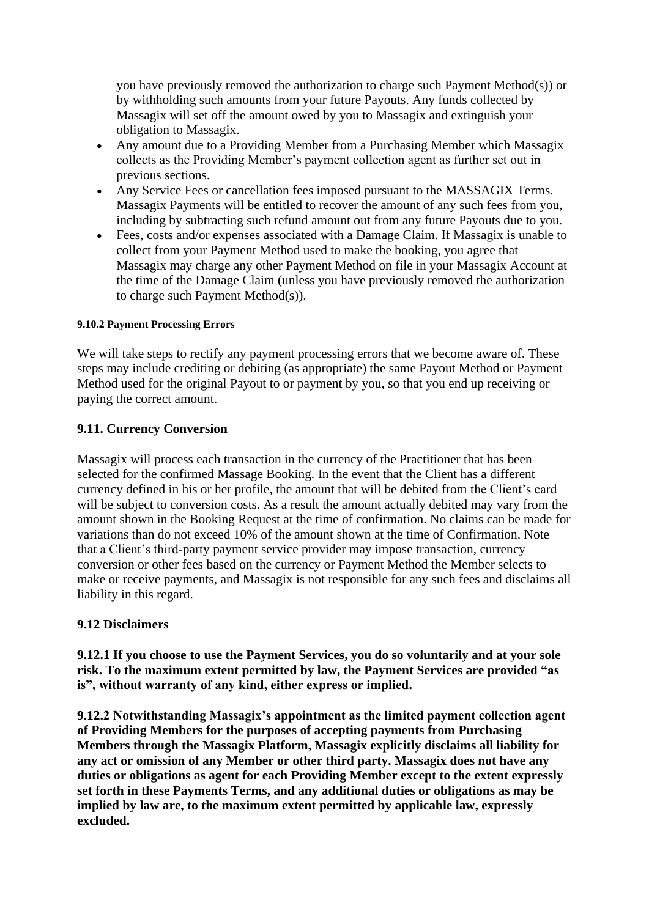you have previously removed the authorization to charge such Payment Method(s)) or by withholding such amounts from your future Payouts. Any funds collected by Massagix will set off the amount owed by you to Massagix and extinguish your obligation to Massagix.

- Any amount due to a Providing Member from a Purchasing Member which Massagix collects as the Providing Member's payment collection agent as further set out in previous sections.
- Any Service Fees or cancellation fees imposed pursuant to the MASSAGIX Terms. Massagix Payments will be entitled to recover the amount of any such fees from you, including by subtracting such refund amount out from any future Payouts due to you.
- Fees, costs and/or expenses associated with a Damage Claim. If Massagix is unable to collect from your Payment Method used to make the booking, you agree that Massagix may charge any other Payment Method on file in your Massagix Account at the time of the Damage Claim (unless you have previously removed the authorization to charge such Payment Method(s)).

##### 9.10.2 Payment Processing Errors

We will take steps to rectify any payment processing errors that we become aware of. These steps may include crediting or debiting (as appropriate) the same Payout Method or Payment Method used for the original Payout to or payment by you, so that you end up receiving or paying the correct amount.

### 9.11. Currency Conversion

Massagix will process each transaction in the currency of the Practitioner that has been selected for the confirmed Massage Booking. In the event that the Client has a different currency defined in his or her profile, the amount that will be debited from the Client's card will be subject to conversion costs. As a result the amount actually debited may vary from the amount shown in the Booking Request at the time of confirmation. No claims can be made for variations than do not exceed 10% of the amount shown at the time of Confirmation. Note that a Client's third-party payment service provider may impose transaction, currency conversion or other fees based on the currency or Payment Method the Member selects to make or receive payments, and Massagix is not responsible for any such fees and disclaims all liability in this regard.

### 9.12 Disclaimers

**9.12.1 If you choose to use the Payment Services, you do so voluntarily and at your sole risk. To the maximum extent permitted by law, the Payment Services are provided "as is", without warranty of any kind, either express or implied.**

**9.12.2 Notwithstanding Massagix's appointment as the limited payment collection agent of Providing Members for the purposes of accepting payments from Purchasing Members through the Massagix Platform, Massagix explicitly disclaims all liability for any act or omission of any Member or other third party. Massagix does not have any duties or obligations as agent for each Providing Member except to the extent expressly set forth in these Payments Terms, and any additional duties or obligations as may be implied by law are, to the maximum extent permitted by applicable law, expressly excluded.**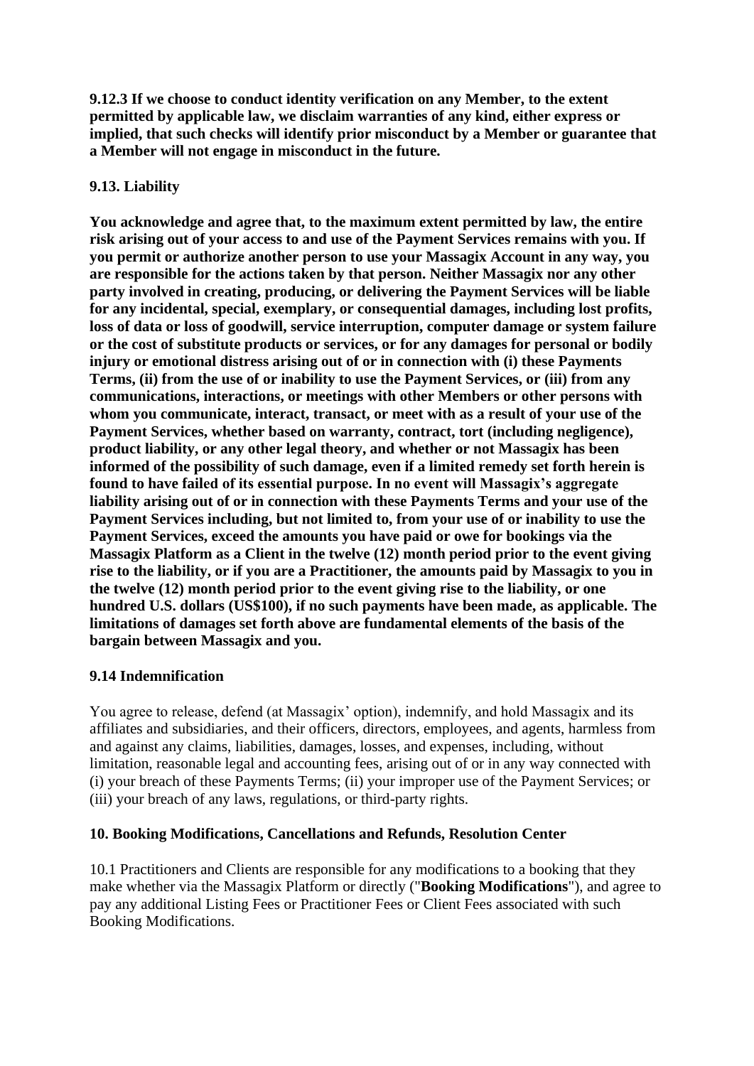**9.12.3 If we choose to conduct identity verification on any Member, to the extent permitted by applicable law, we disclaim warranties of any kind, either express or implied, that such checks will identify prior misconduct by a Member or guarantee that a Member will not engage in misconduct in the future.**

**9.13. Liability**

**You acknowledge and agree that, to the maximum extent permitted by law, the entire risk arising out of your access to and use of the Payment Services remains with you. If you permit or authorize another person to use your Massagix Account in any way, you are responsible for the actions taken by that person. Neither Massagix nor any other party involved in creating, producing, or delivering the Payment Services will be liable for any incidental, special, exemplary, or consequential damages, including lost profits, loss of data or loss of goodwill, service interruption, computer damage or system failure or the cost of substitute products or services, or for any damages for personal or bodily injury or emotional distress arising out of or in connection with (i) these Payments Terms, (ii) from the use of or inability to use the Payment Services, or (iii) from any communications, interactions, or meetings with other Members or other persons with whom you communicate, interact, transact, or meet with as a result of your use of the Payment Services, whether based on warranty, contract, tort (including negligence), product liability, or any other legal theory, and whether or not Massagix has been informed of the possibility of such damage, even if a limited remedy set forth herein is found to have failed of its essential purpose. In no event will Massagix's aggregate liability arising out of or in connection with these Payments Terms and your use of the Payment Services including, but not limited to, from your use of or inability to use the Payment Services, exceed the amounts you have paid or owe for bookings via the Massagix Platform as a Client in the twelve (12) month period prior to the event giving rise to the liability, or if you are a Practitioner, the amounts paid by Massagix to you in the twelve (12) month period prior to the event giving rise to the liability, or one hundred U.S. dollars (US$100), if no such payments have been made, as applicable. The limitations of damages set forth above are fundamental elements of the basis of the bargain between Massagix and you.**

**9.14 Indemnification**

You agree to release, defend (at Massagix' option), indemnify, and hold Massagix and its affiliates and subsidiaries, and their officers, directors, employees, and agents, harmless from and against any claims, liabilities, damages, losses, and expenses, including, without limitation, reasonable legal and accounting fees, arising out of or in any way connected with (i) your breach of these Payments Terms; (ii) your improper use of the Payment Services; or (iii) your breach of any laws, regulations, or third-party rights.

**10. Booking Modifications, Cancellations and Refunds, Resolution Center**

10.1 Practitioners and Clients are responsible for any modifications to a booking that they make whether via the Massagix Platform or directly ("**Booking Modifications**"), and agree to pay any additional Listing Fees or Practitioner Fees or Client Fees associated with such Booking Modifications.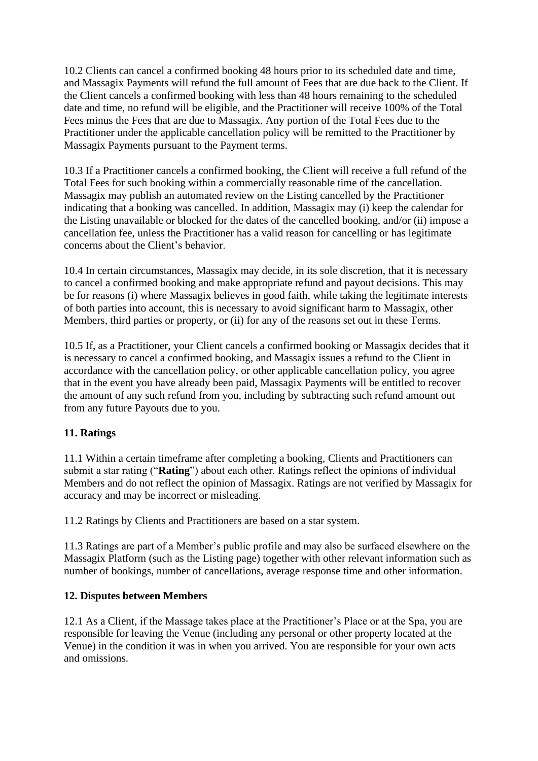10.2 Clients can cancel a confirmed booking 48 hours prior to its scheduled date and time, and Massagix Payments will refund the full amount of Fees that are due back to the Client. If the Client cancels a confirmed booking with less than 48 hours remaining to the scheduled date and time, no refund will be eligible, and the Practitioner will receive 100% of the Total Fees minus the Fees that are due to Massagix. Any portion of the Total Fees due to the Practitioner under the applicable cancellation policy will be remitted to the Practitioner by Massagix Payments pursuant to the Payment terms.

10.3 If a Practitioner cancels a confirmed booking, the Client will receive a full refund of the Total Fees for such booking within a commercially reasonable time of the cancellation. Massagix may publish an automated review on the Listing cancelled by the Practitioner indicating that a booking was cancelled. In addition, Massagix may (i) keep the calendar for the Listing unavailable or blocked for the dates of the cancelled booking, and/or (ii) impose a cancellation fee, unless the Practitioner has a valid reason for cancelling or has legitimate concerns about the Client's behavior.

10.4 In certain circumstances, Massagix may decide, in its sole discretion, that it is necessary to cancel a confirmed booking and make appropriate refund and payout decisions. This may be for reasons (i) where Massagix believes in good faith, while taking the legitimate interests of both parties into account, this is necessary to avoid significant harm to Massagix, other Members, third parties or property, or (ii) for any of the reasons set out in these Terms.

10.5 If, as a Practitioner, your Client cancels a confirmed booking or Massagix decides that it is necessary to cancel a confirmed booking, and Massagix issues a refund to the Client in accordance with the cancellation policy, or other applicable cancellation policy, you agree that in the event you have already been paid, Massagix Payments will be entitled to recover the amount of any such refund from you, including by subtracting such refund amount out from any future Payouts due to you.

## 11. Ratings

11.1 Within a certain timeframe after completing a booking, Clients and Practitioners can submit a star rating ("**Rating**") about each other. Ratings reflect the opinions of individual Members and do not reflect the opinion of Massagix. Ratings are not verified by Massagix for accuracy and may be incorrect or misleading.

11.2 Ratings by Clients and Practitioners are based on a star system.

11.3 Ratings are part of a Member's public profile and may also be surfaced elsewhere on the Massagix Platform (such as the Listing page) together with other relevant information such as number of bookings, number of cancellations, average response time and other information.

## 12. Disputes between Members

12.1 As a Client, if the Massage takes place at the Practitioner's Place or at the Spa, you are responsible for leaving the Venue (including any personal or other property located at the Venue) in the condition it was in when you arrived. You are responsible for your own acts and omissions.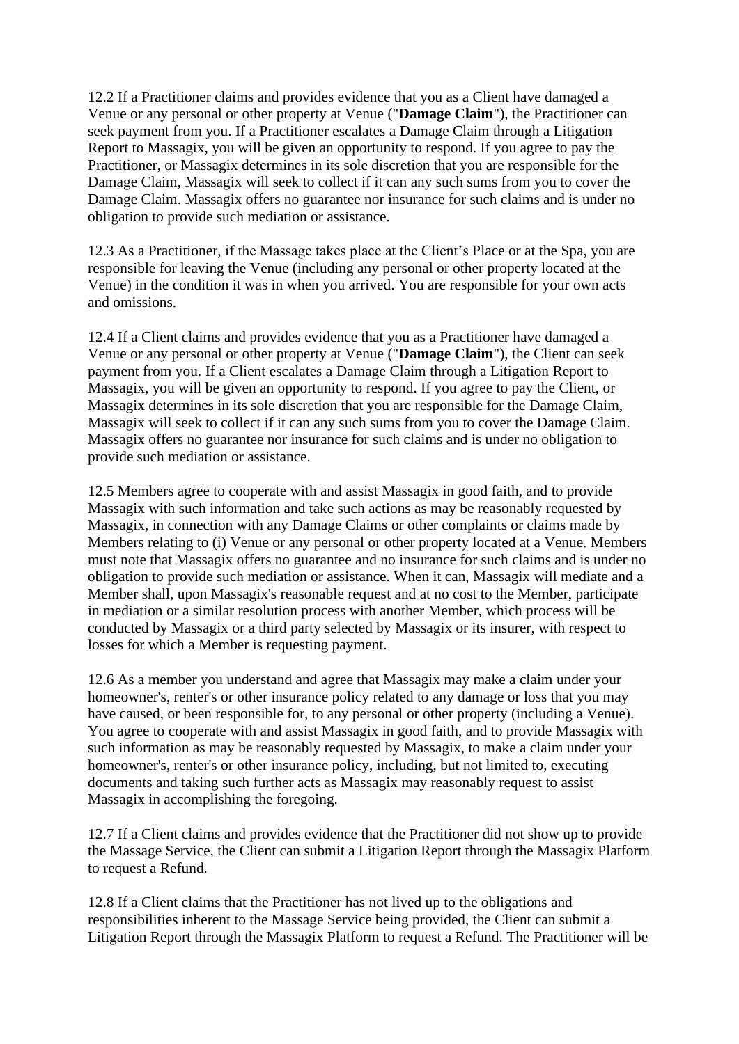12.2 If a Practitioner claims and provides evidence that you as a Client have damaged a Venue or any personal or other property at Venue ("**Damage Claim**"), the Practitioner can seek payment from you. If a Practitioner escalates a Damage Claim through a Litigation Report to Massagix, you will be given an opportunity to respond. If you agree to pay the Practitioner, or Massagix determines in its sole discretion that you are responsible for the Damage Claim, Massagix will seek to collect if it can any such sums from you to cover the Damage Claim. Massagix offers no guarantee nor insurance for such claims and is under no obligation to provide such mediation or assistance.

12.3 As a Practitioner, if the Massage takes place at the Client's Place or at the Spa, you are responsible for leaving the Venue (including any personal or other property located at the Venue) in the condition it was in when you arrived. You are responsible for your own acts and omissions.

12.4 If a Client claims and provides evidence that you as a Practitioner have damaged a Venue or any personal or other property at Venue ("**Damage Claim**"), the Client can seek payment from you. If a Client escalates a Damage Claim through a Litigation Report to Massagix, you will be given an opportunity to respond. If you agree to pay the Client, or Massagix determines in its sole discretion that you are responsible for the Damage Claim, Massagix will seek to collect if it can any such sums from you to cover the Damage Claim. Massagix offers no guarantee nor insurance for such claims and is under no obligation to provide such mediation or assistance.

12.5 Members agree to cooperate with and assist Massagix in good faith, and to provide Massagix with such information and take such actions as may be reasonably requested by Massagix, in connection with any Damage Claims or other complaints or claims made by Members relating to (i) Venue or any personal or other property located at a Venue. Members must note that Massagix offers no guarantee and no insurance for such claims and is under no obligation to provide such mediation or assistance. When it can, Massagix will mediate and a Member shall, upon Massagix's reasonable request and at no cost to the Member, participate in mediation or a similar resolution process with another Member, which process will be conducted by Massagix or a third party selected by Massagix or its insurer, with respect to losses for which a Member is requesting payment.

12.6 As a member you understand and agree that Massagix may make a claim under your homeowner's, renter's or other insurance policy related to any damage or loss that you may have caused, or been responsible for, to any personal or other property (including a Venue). You agree to cooperate with and assist Massagix in good faith, and to provide Massagix with such information as may be reasonably requested by Massagix, to make a claim under your homeowner's, renter's or other insurance policy, including, but not limited to, executing documents and taking such further acts as Massagix may reasonably request to assist Massagix in accomplishing the foregoing.

12.7 If a Client claims and provides evidence that the Practitioner did not show up to provide the Massage Service, the Client can submit a Litigation Report through the Massagix Platform to request a Refund.

12.8 If a Client claims that the Practitioner has not lived up to the obligations and responsibilities inherent to the Massage Service being provided, the Client can submit a Litigation Report through the Massagix Platform to request a Refund. The Practitioner will be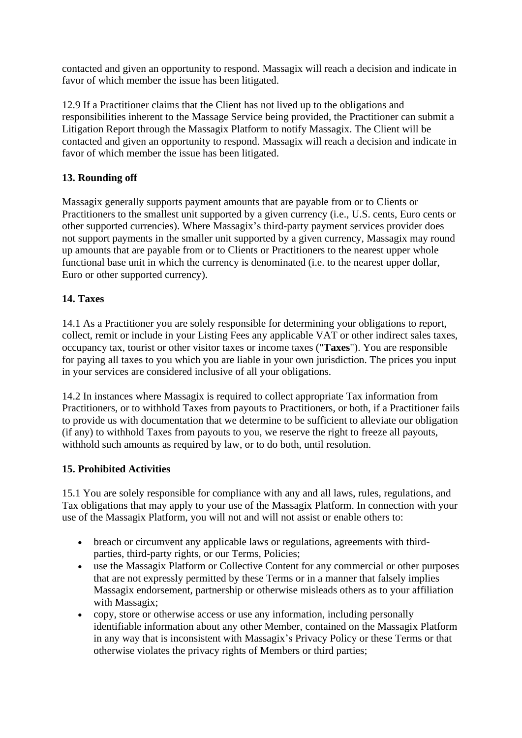contacted and given an opportunity to respond. Massagix will reach a decision and indicate in favor of which member the issue has been litigated.

12.9 If a Practitioner claims that the Client has not lived up to the obligations and responsibilities inherent to the Massage Service being provided, the Practitioner can submit a Litigation Report through the Massagix Platform to notify Massagix. The Client will be contacted and given an opportunity to respond. Massagix will reach a decision and indicate in favor of which member the issue has been litigated.

**13. Rounding off**

Massagix generally supports payment amounts that are payable from or to Clients or Practitioners to the smallest unit supported by a given currency (i.e., U.S. cents, Euro cents or other supported currencies). Where Massagix's third-party payment services provider does not support payments in the smaller unit supported by a given currency, Massagix may round up amounts that are payable from or to Clients or Practitioners to the nearest upper whole functional base unit in which the currency is denominated (i.e. to the nearest upper dollar, Euro or other supported currency).

**14. Taxes**

14.1 As a Practitioner you are solely responsible for determining your obligations to report, collect, remit or include in your Listing Fees any applicable VAT or other indirect sales taxes, occupancy tax, tourist or other visitor taxes or income taxes ("**Taxes**"). You are responsible for paying all taxes to you which you are liable in your own jurisdiction. The prices you input in your services are considered inclusive of all your obligations.

14.2 In instances where Massagix is required to collect appropriate Tax information from Practitioners, or to withhold Taxes from payouts to Practitioners, or both, if a Practitioner fails to provide us with documentation that we determine to be sufficient to alleviate our obligation (if any) to withhold Taxes from payouts to you, we reserve the right to freeze all payouts, withhold such amounts as required by law, or to do both, until resolution.

**15. Prohibited Activities**

15.1 You are solely responsible for compliance with any and all laws, rules, regulations, and Tax obligations that may apply to your use of the Massagix Platform. In connection with your use of the Massagix Platform, you will not and will not assist or enable others to:

- breach or circumvent any applicable laws or regulations, agreements with third-parties, third-party rights, or our Terms, Policies;
- use the Massagix Platform or Collective Content for any commercial or other purposes that are not expressly permitted by these Terms or in a manner that falsely implies Massagix endorsement, partnership or otherwise misleads others as to your affiliation with Massagix;
- copy, store or otherwise access or use any information, including personally identifiable information about any other Member, contained on the Massagix Platform in any way that is inconsistent with Massagix's Privacy Policy or these Terms or that otherwise violates the privacy rights of Members or third parties;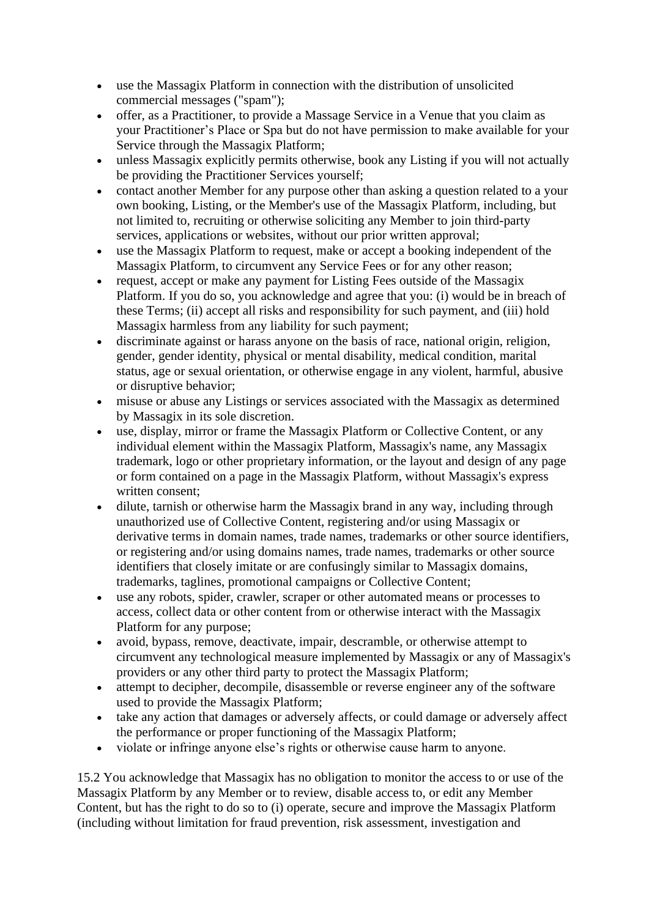- use the Massagix Platform in connection with the distribution of unsolicited commercial messages ("spam");
- offer, as a Practitioner, to provide a Massage Service in a Venue that you claim as your Practitioner's Place or Spa but do not have permission to make available for your Service through the Massagix Platform;
- unless Massagix explicitly permits otherwise, book any Listing if you will not actually be providing the Practitioner Services yourself;
- contact another Member for any purpose other than asking a question related to a your own booking, Listing, or the Member's use of the Massagix Platform, including, but not limited to, recruiting or otherwise soliciting any Member to join third-party services, applications or websites, without our prior written approval;
- use the Massagix Platform to request, make or accept a booking independent of the Massagix Platform, to circumvent any Service Fees or for any other reason;
- request, accept or make any payment for Listing Fees outside of the Massagix Platform. If you do so, you acknowledge and agree that you: (i) would be in breach of these Terms; (ii) accept all risks and responsibility for such payment, and (iii) hold Massagix harmless from any liability for such payment;
- discriminate against or harass anyone on the basis of race, national origin, religion, gender, gender identity, physical or mental disability, medical condition, marital status, age or sexual orientation, or otherwise engage in any violent, harmful, abusive or disruptive behavior;
- misuse or abuse any Listings or services associated with the Massagix as determined by Massagix in its sole discretion.
- use, display, mirror or frame the Massagix Platform or Collective Content, or any individual element within the Massagix Platform, Massagix's name, any Massagix trademark, logo or other proprietary information, or the layout and design of any page or form contained on a page in the Massagix Platform, without Massagix's express written consent;
- dilute, tarnish or otherwise harm the Massagix brand in any way, including through unauthorized use of Collective Content, registering and/or using Massagix or derivative terms in domain names, trade names, trademarks or other source identifiers, or registering and/or using domains names, trade names, trademarks or other source identifiers that closely imitate or are confusingly similar to Massagix domains, trademarks, taglines, promotional campaigns or Collective Content;
- use any robots, spider, crawler, scraper or other automated means or processes to access, collect data or other content from or otherwise interact with the Massagix Platform for any purpose;
- avoid, bypass, remove, deactivate, impair, descramble, or otherwise attempt to circumvent any technological measure implemented by Massagix or any of Massagix's providers or any other third party to protect the Massagix Platform;
- attempt to decipher, decompile, disassemble or reverse engineer any of the software used to provide the Massagix Platform;
- take any action that damages or adversely affects, or could damage or adversely affect the performance or proper functioning of the Massagix Platform;
- violate or infringe anyone else's rights or otherwise cause harm to anyone.

15.2 You acknowledge that Massagix has no obligation to monitor the access to or use of the Massagix Platform by any Member or to review, disable access to, or edit any Member Content, but has the right to do so to (i) operate, secure and improve the Massagix Platform (including without limitation for fraud prevention, risk assessment, investigation and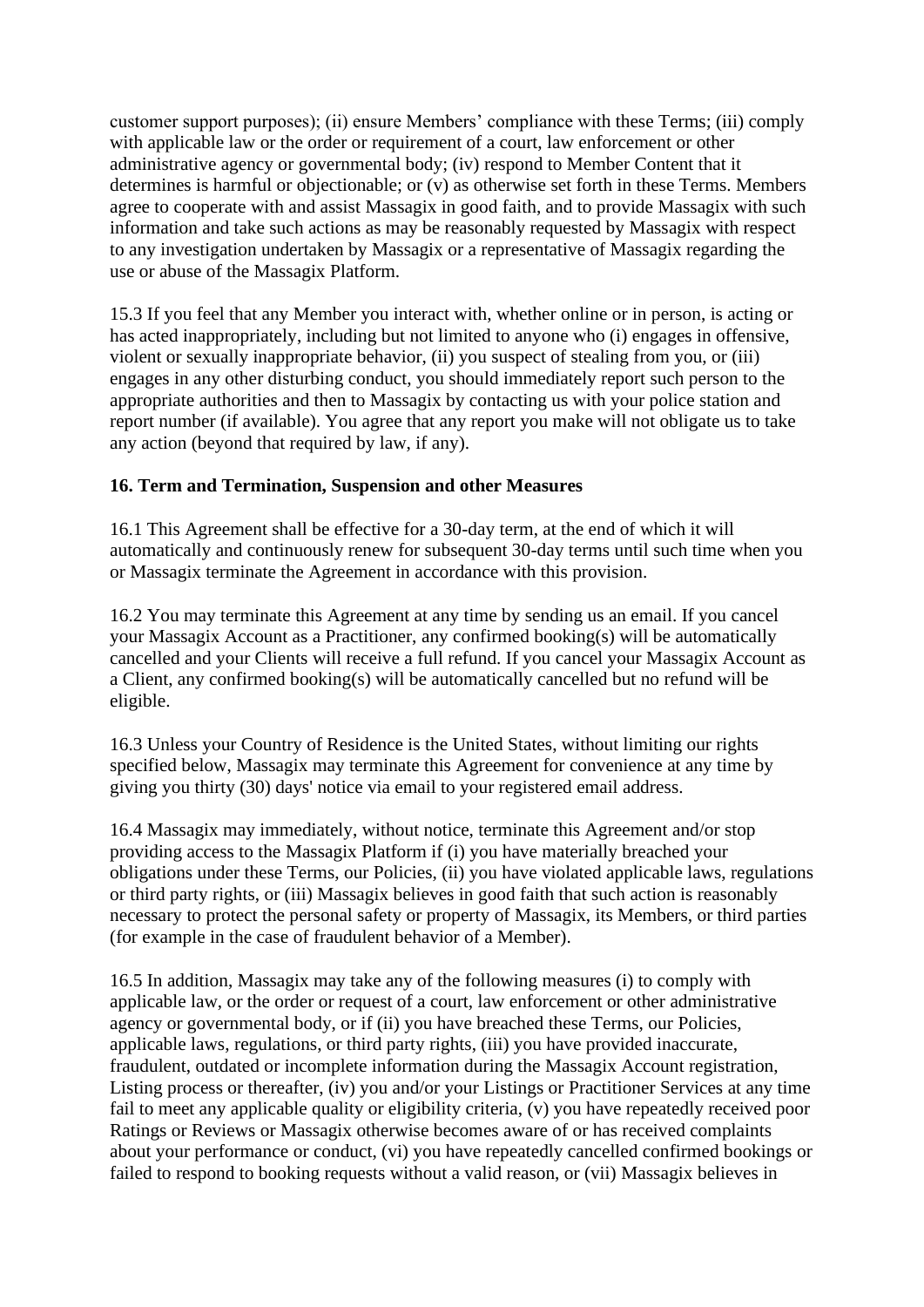customer support purposes); (ii) ensure Members' compliance with these Terms; (iii) comply with applicable law or the order or requirement of a court, law enforcement or other administrative agency or governmental body; (iv) respond to Member Content that it determines is harmful or objectionable; or (v) as otherwise set forth in these Terms. Members agree to cooperate with and assist Massagix in good faith, and to provide Massagix with such information and take such actions as may be reasonably requested by Massagix with respect to any investigation undertaken by Massagix or a representative of Massagix regarding the use or abuse of the Massagix Platform.

15.3 If you feel that any Member you interact with, whether online or in person, is acting or has acted inappropriately, including but not limited to anyone who (i) engages in offensive, violent or sexually inappropriate behavior, (ii) you suspect of stealing from you, or (iii) engages in any other disturbing conduct, you should immediately report such person to the appropriate authorities and then to Massagix by contacting us with your police station and report number (if available). You agree that any report you make will not obligate us to take any action (beyond that required by law, if any).

**16. Term and Termination, Suspension and other Measures**

16.1 This Agreement shall be effective for a 30-day term, at the end of which it will automatically and continuously renew for subsequent 30-day terms until such time when you or Massagix terminate the Agreement in accordance with this provision.

16.2 You may terminate this Agreement at any time by sending us an email. If you cancel your Massagix Account as a Practitioner, any confirmed booking(s) will be automatically cancelled and your Clients will receive a full refund. If you cancel your Massagix Account as a Client, any confirmed booking(s) will be automatically cancelled but no refund will be eligible.

16.3 Unless your Country of Residence is the United States, without limiting our rights specified below, Massagix may terminate this Agreement for convenience at any time by giving you thirty (30) days' notice via email to your registered email address.

16.4 Massagix may immediately, without notice, terminate this Agreement and/or stop providing access to the Massagix Platform if (i) you have materially breached your obligations under these Terms, our Policies, (ii) you have violated applicable laws, regulations or third party rights, or (iii) Massagix believes in good faith that such action is reasonably necessary to protect the personal safety or property of Massagix, its Members, or third parties (for example in the case of fraudulent behavior of a Member).

16.5 In addition, Massagix may take any of the following measures (i) to comply with applicable law, or the order or request of a court, law enforcement or other administrative agency or governmental body, or if (ii) you have breached these Terms, our Policies, applicable laws, regulations, or third party rights, (iii) you have provided inaccurate, fraudulent, outdated or incomplete information during the Massagix Account registration, Listing process or thereafter, (iv) you and/or your Listings or Practitioner Services at any time fail to meet any applicable quality or eligibility criteria, (v) you have repeatedly received poor Ratings or Reviews or Massagix otherwise becomes aware of or has received complaints about your performance or conduct, (vi) you have repeatedly cancelled confirmed bookings or failed to respond to booking requests without a valid reason, or (vii) Massagix believes in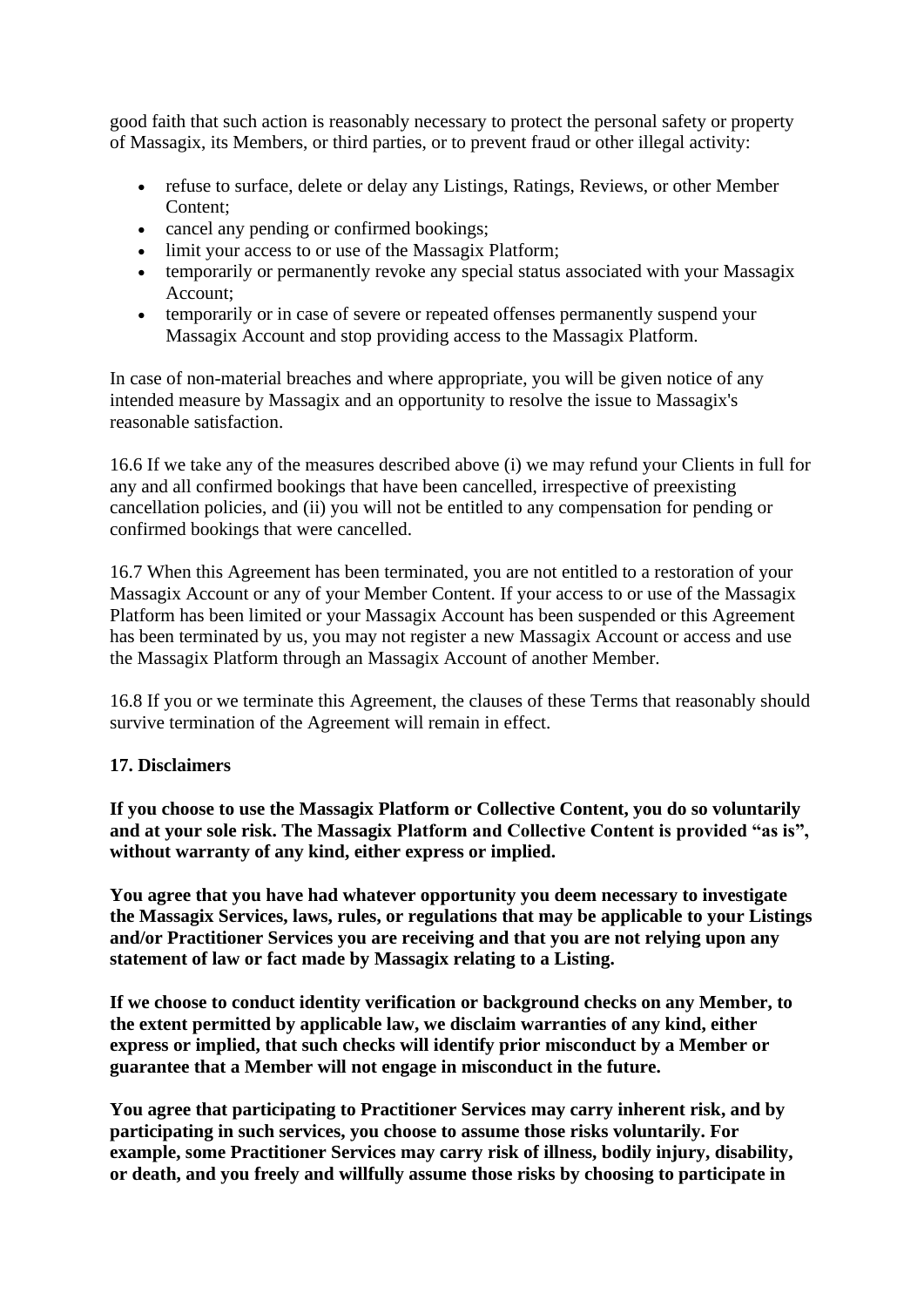good faith that such action is reasonably necessary to protect the personal safety or property of Massagix, its Members, or third parties, or to prevent fraud or other illegal activity:

- refuse to surface, delete or delay any Listings, Ratings, Reviews, or other Member Content;
- cancel any pending or confirmed bookings;
- limit your access to or use of the Massagix Platform;
- temporarily or permanently revoke any special status associated with your Massagix Account;
- temporarily or in case of severe or repeated offenses permanently suspend your Massagix Account and stop providing access to the Massagix Platform.

In case of non-material breaches and where appropriate, you will be given notice of any intended measure by Massagix and an opportunity to resolve the issue to Massagix's reasonable satisfaction.

16.6 If we take any of the measures described above (i) we may refund your Clients in full for any and all confirmed bookings that have been cancelled, irrespective of preexisting cancellation policies, and (ii) you will not be entitled to any compensation for pending or confirmed bookings that were cancelled.

16.7 When this Agreement has been terminated, you are not entitled to a restoration of your Massagix Account or any of your Member Content. If your access to or use of the Massagix Platform has been limited or your Massagix Account has been suspended or this Agreement has been terminated by us, you may not register a new Massagix Account or access and use the Massagix Platform through an Massagix Account of another Member.

16.8 If you or we terminate this Agreement, the clauses of these Terms that reasonably should survive termination of the Agreement will remain in effect.

**17. Disclaimers**

**If you choose to use the Massagix Platform or Collective Content, you do so voluntarily and at your sole risk. The Massagix Platform and Collective Content is provided "as is", without warranty of any kind, either express or implied.**

**You agree that you have had whatever opportunity you deem necessary to investigate the Massagix Services, laws, rules, or regulations that may be applicable to your Listings and/or Practitioner Services you are receiving and that you are not relying upon any statement of law or fact made by Massagix relating to a Listing.**

**If we choose to conduct identity verification or background checks on any Member, to the extent permitted by applicable law, we disclaim warranties of any kind, either express or implied, that such checks will identify prior misconduct by a Member or guarantee that a Member will not engage in misconduct in the future.**

**You agree that participating to Practitioner Services may carry inherent risk, and by participating in such services, you choose to assume those risks voluntarily. For example, some Practitioner Services may carry risk of illness, bodily injury, disability, or death, and you freely and willfully assume those risks by choosing to participate in**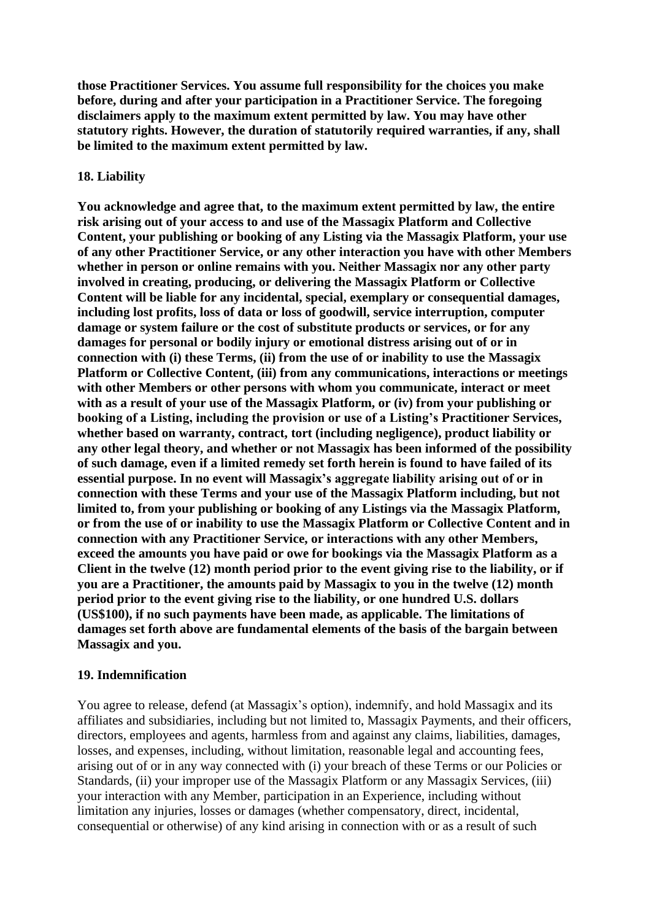**those Practitioner Services. You assume full responsibility for the choices you make before, during and after your participation in a Practitioner Service. The foregoing disclaimers apply to the maximum extent permitted by law. You may have other statutory rights. However, the duration of statutorily required warranties, if any, shall be limited to the maximum extent permitted by law.**

**18. Liability**

**You acknowledge and agree that, to the maximum extent permitted by law, the entire risk arising out of your access to and use of the Massagix Platform and Collective Content, your publishing or booking of any Listing via the Massagix Platform, your use of any other Practitioner Service, or any other interaction you have with other Members whether in person or online remains with you. Neither Massagix nor any other party involved in creating, producing, or delivering the Massagix Platform or Collective Content will be liable for any incidental, special, exemplary or consequential damages, including lost profits, loss of data or loss of goodwill, service interruption, computer damage or system failure or the cost of substitute products or services, or for any damages for personal or bodily injury or emotional distress arising out of or in connection with (i) these Terms, (ii) from the use of or inability to use the Massagix Platform or Collective Content, (iii) from any communications, interactions or meetings with other Members or other persons with whom you communicate, interact or meet with as a result of your use of the Massagix Platform, or (iv) from your publishing or booking of a Listing, including the provision or use of a Listing's Practitioner Services, whether based on warranty, contract, tort (including negligence), product liability or any other legal theory, and whether or not Massagix has been informed of the possibility of such damage, even if a limited remedy set forth herein is found to have failed of its essential purpose. In no event will Massagix's aggregate liability arising out of or in connection with these Terms and your use of the Massagix Platform including, but not limited to, from your publishing or booking of any Listings via the Massagix Platform, or from the use of or inability to use the Massagix Platform or Collective Content and in connection with any Practitioner Service, or interactions with any other Members, exceed the amounts you have paid or owe for bookings via the Massagix Platform as a Client in the twelve (12) month period prior to the event giving rise to the liability, or if you are a Practitioner, the amounts paid by Massagix to you in the twelve (12) month period prior to the event giving rise to the liability, or one hundred U.S. dollars (US$100), if no such payments have been made, as applicable. The limitations of damages set forth above are fundamental elements of the basis of the bargain between Massagix and you.**

**19. Indemnification**

You agree to release, defend (at Massagix's option), indemnify, and hold Massagix and its affiliates and subsidiaries, including but not limited to, Massagix Payments, and their officers, directors, employees and agents, harmless from and against any claims, liabilities, damages, losses, and expenses, including, without limitation, reasonable legal and accounting fees, arising out of or in any way connected with (i) your breach of these Terms or our Policies or Standards, (ii) your improper use of the Massagix Platform or any Massagix Services, (iii) your interaction with any Member, participation in an Experience, including without limitation any injuries, losses or damages (whether compensatory, direct, incidental, consequential or otherwise) of any kind arising in connection with or as a result of such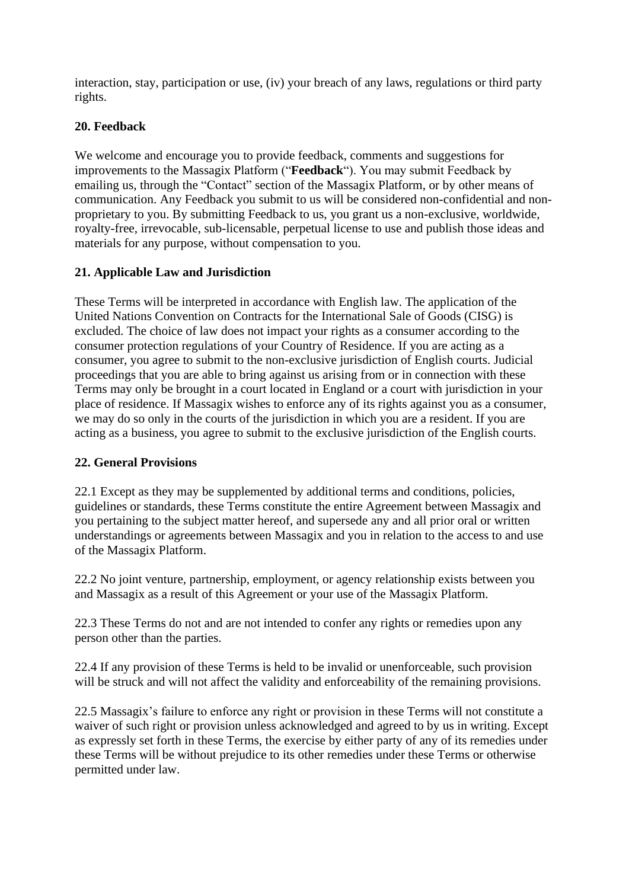interaction, stay, participation or use, (iv) your breach of any laws, regulations or third party rights.

**20. Feedback**

We welcome and encourage you to provide feedback, comments and suggestions for improvements to the Massagix Platform ("**Feedback**"). You may submit Feedback by emailing us, through the "Contact" section of the Massagix Platform, or by other means of communication. Any Feedback you submit to us will be considered non-confidential and non-proprietary to you. By submitting Feedback to us, you grant us a non-exclusive, worldwide, royalty-free, irrevocable, sub-licensable, perpetual license to use and publish those ideas and materials for any purpose, without compensation to you.

**21. Applicable Law and Jurisdiction**

These Terms will be interpreted in accordance with English law. The application of the United Nations Convention on Contracts for the International Sale of Goods (CISG) is excluded. The choice of law does not impact your rights as a consumer according to the consumer protection regulations of your Country of Residence. If you are acting as a consumer, you agree to submit to the non-exclusive jurisdiction of English courts. Judicial proceedings that you are able to bring against us arising from or in connection with these Terms may only be brought in a court located in England or a court with jurisdiction in your place of residence. If Massagix wishes to enforce any of its rights against you as a consumer, we may do so only in the courts of the jurisdiction in which you are a resident. If you are acting as a business, you agree to submit to the exclusive jurisdiction of the English courts.

**22. General Provisions**

22.1 Except as they may be supplemented by additional terms and conditions, policies, guidelines or standards, these Terms constitute the entire Agreement between Massagix and you pertaining to the subject matter hereof, and supersede any and all prior oral or written understandings or agreements between Massagix and you in relation to the access to and use of the Massagix Platform.

22.2 No joint venture, partnership, employment, or agency relationship exists between you and Massagix as a result of this Agreement or your use of the Massagix Platform.

22.3 These Terms do not and are not intended to confer any rights or remedies upon any person other than the parties.

22.4 If any provision of these Terms is held to be invalid or unenforceable, such provision will be struck and will not affect the validity and enforceability of the remaining provisions.

22.5 Massagix's failure to enforce any right or provision in these Terms will not constitute a waiver of such right or provision unless acknowledged and agreed to by us in writing. Except as expressly set forth in these Terms, the exercise by either party of any of its remedies under these Terms will be without prejudice to its other remedies under these Terms or otherwise permitted under law.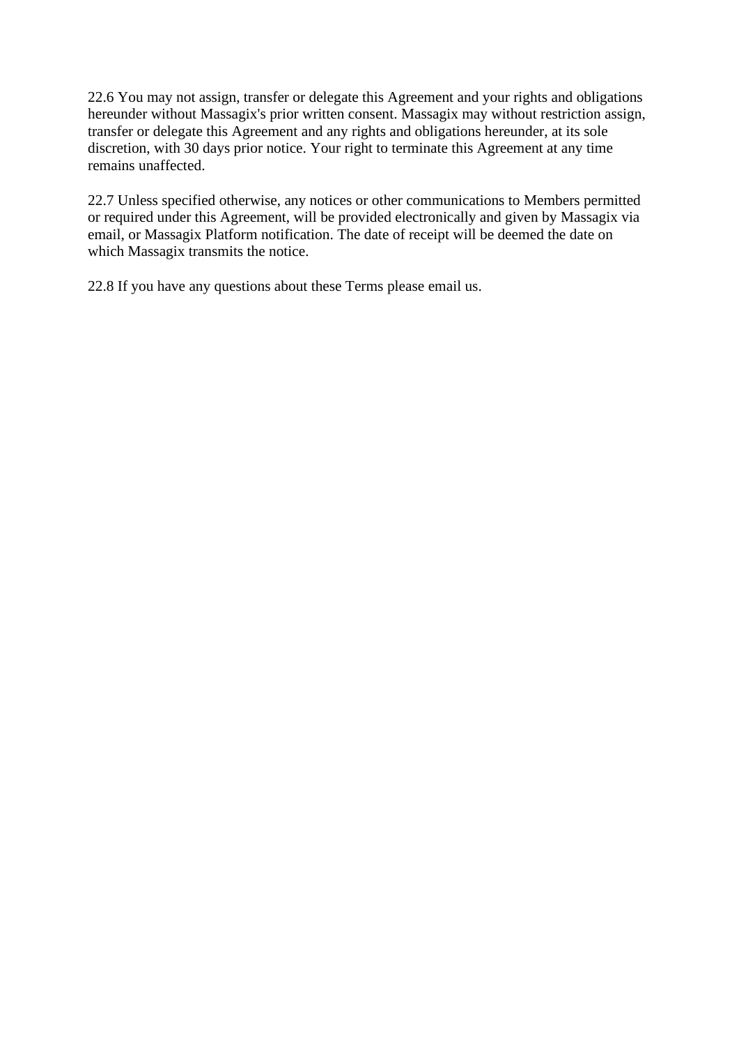22.6 You may not assign, transfer or delegate this Agreement and your rights and obligations hereunder without Massagix's prior written consent. Massagix may without restriction assign, transfer or delegate this Agreement and any rights and obligations hereunder, at its sole discretion, with 30 days prior notice. Your right to terminate this Agreement at any time remains unaffected.

22.7 Unless specified otherwise, any notices or other communications to Members permitted or required under this Agreement, will be provided electronically and given by Massagix via email, or Massagix Platform notification. The date of receipt will be deemed the date on which Massagix transmits the notice.

22.8 If you have any questions about these Terms please email us.